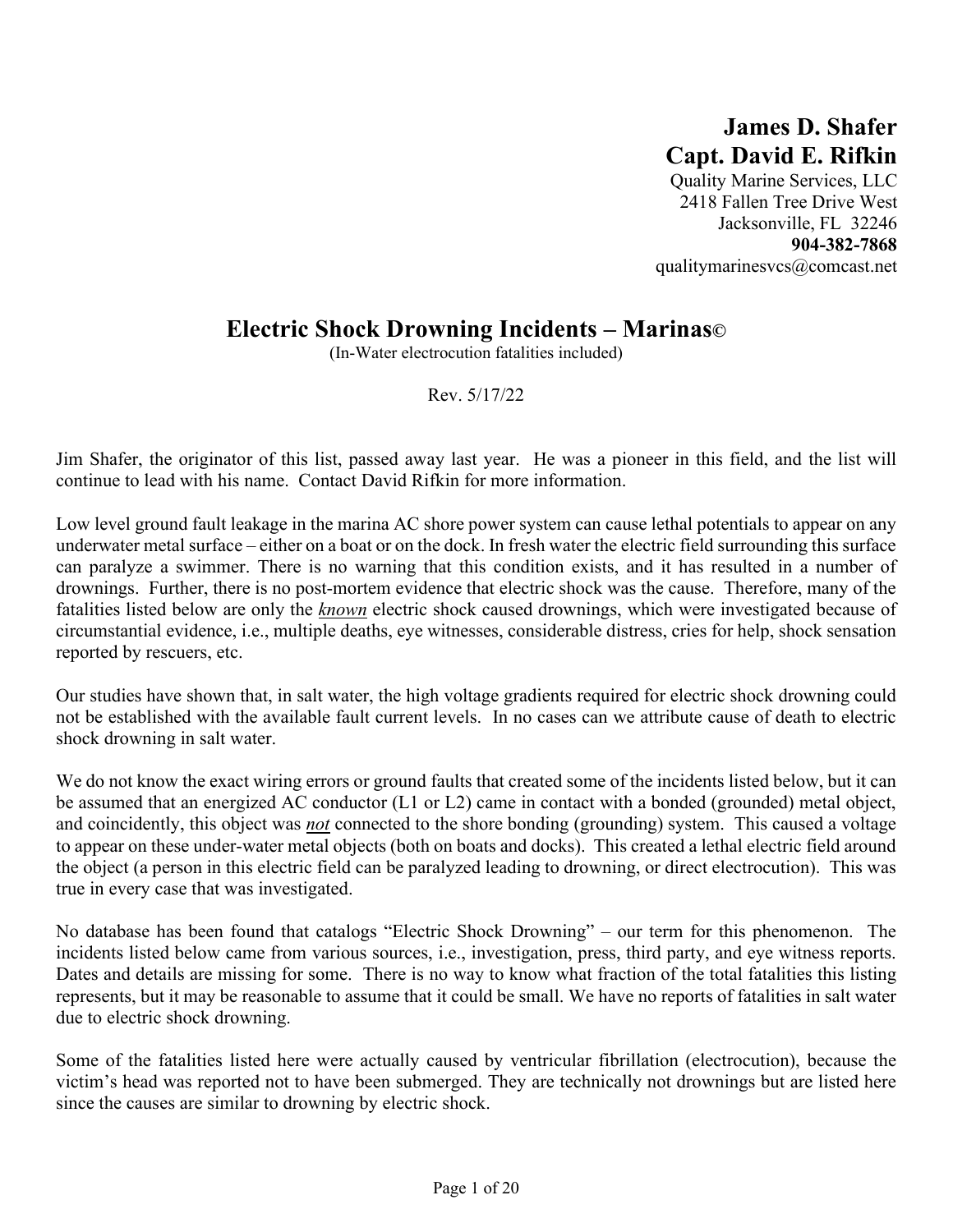**James D. Shafer**
**Capt. David E. Rifkin**
Quality Marine Services, LLC
2418 Fallen Tree Drive West
Jacksonville, FL 32246
**904-382-7868**
qualitymarinesvcs@comcast.net

# Electric Shock Drowning Incidents – Marinas©

(In-Water electrocution fatalities included)

Rev. 5/17/22

Jim Shafer, the originator of this list, passed away last year. He was a pioneer in this field, and the list will continue to lead with his name. Contact David Rifkin for more information.

Low level ground fault leakage in the marina AC shore power system can cause lethal potentials to appear on any underwater metal surface – either on a boat or on the dock. In fresh water the electric field surrounding this surface can paralyze a swimmer. There is no warning that this condition exists, and it has resulted in a number of drownings. Further, there is no post-mortem evidence that electric shock was the cause. Therefore, many of the fatalities listed below are only the ***known*** electric shock caused drownings, which were investigated because of circumstantial evidence, i.e., multiple deaths, eye witnesses, considerable distress, cries for help, shock sensation reported by rescuers, etc.

Our studies have shown that, in salt water, the high voltage gradients required for electric shock drowning could not be established with the available fault current levels. In no cases can we attribute cause of death to electric shock drowning in salt water.

We do not know the exact wiring errors or ground faults that created some of the incidents listed below, but it can be assumed that an energized AC conductor (L1 or L2) came in contact with a bonded (grounded) metal object, and coincidently, this object was ***not*** connected to the shore bonding (grounding) system. This caused a voltage to appear on these under-water metal objects (both on boats and docks). This created a lethal electric field around the object (a person in this electric field can be paralyzed leading to drowning, or direct electrocution). This was true in every case that was investigated.

No database has been found that catalogs "Electric Shock Drowning" – our term for this phenomenon. The incidents listed below came from various sources, i.e., investigation, press, third party, and eye witness reports. Dates and details are missing for some. There is no way to know what fraction of the total fatalities this listing represents, but it may be reasonable to assume that it could be small. We have no reports of fatalities in salt water due to electric shock drowning.

Some of the fatalities listed here were actually caused by ventricular fibrillation (electrocution), because the victim's head was reported not to have been submerged. They are technically not drownings but are listed here since the causes are similar to drowning by electric shock.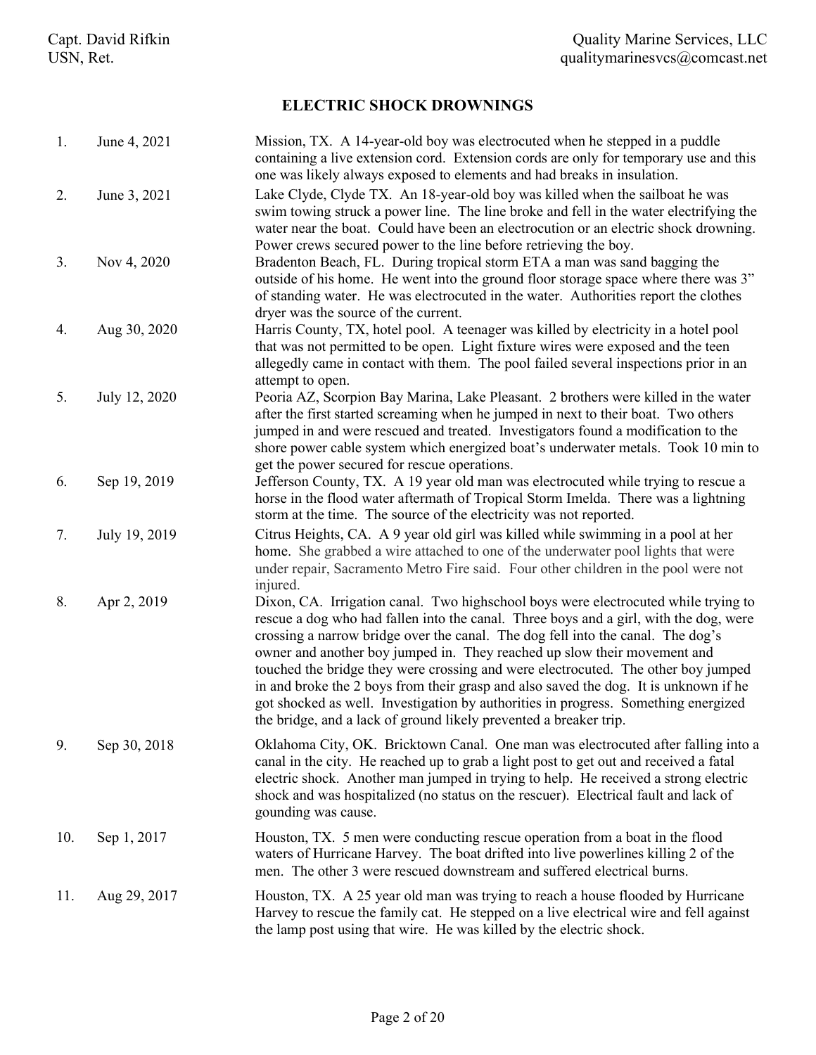Capt. David Rifkin
USN, Ret.

Quality Marine Services, LLC
qualitymarinesvcs@comcast.net

## ELECTRIC SHOCK DROWNINGS

| | | |
|---|---|---|
| 1. | June 4, 2021 | Mission, TX. A 14-year-old boy was electrocuted when he stepped in a puddle containing a live extension cord. Extension cords are only for temporary use and this one was likely always exposed to elements and had breaks in insulation. |
| 2. | June 3, 2021 | Lake Clyde, Clyde TX. An 18-year-old boy was killed when the sailboat he was swim towing struck a power line. The line broke and fell in the water electrifying the water near the boat. Could have been an electrocution or an electric shock drowning. Power crews secured power to the line before retrieving the boy. |
| 3. | Nov 4, 2020 | Bradenton Beach, FL. During tropical storm ETA a man was sand bagging the outside of his home. He went into the ground floor storage space where there was 3" of standing water. He was electrocuted in the water. Authorities report the clothes dryer was the source of the current. |
| 4. | Aug 30, 2020 | Harris County, TX, hotel pool. A teenager was killed by electricity in a hotel pool that was not permitted to be open. Light fixture wires were exposed and the teen allegedly came in contact with them. The pool failed several inspections prior in an attempt to open. |
| 5. | July 12, 2020 | Peoria AZ, Scorpion Bay Marina, Lake Pleasant. 2 brothers were killed in the water after the first started screaming when he jumped in next to their boat. Two others jumped in and were rescued and treated. Investigators found a modification to the shore power cable system which energized boat's underwater metals. Took 10 min to get the power secured for rescue operations. |
| 6. | Sep 19, 2019 | Jefferson County, TX. A 19 year old man was electrocuted while trying to rescue a horse in the flood water aftermath of Tropical Storm Imelda. There was a lightning storm at the time. The source of the electricity was not reported. |
| 7. | July 19, 2019 | Citrus Heights, CA. A 9 year old girl was killed while swimming in a pool at her home. She grabbed a wire attached to one of the underwater pool lights that were under repair, Sacramento Metro Fire said. Four other children in the pool were not injured. |
| 8. | Apr 2, 2019 | Dixon, CA. Irrigation canal. Two highschool boys were electrocuted while trying to rescue a dog who had fallen into the canal. Three boys and a girl, with the dog, were crossing a narrow bridge over the canal. The dog fell into the canal. The dog's owner and another boy jumped in. They reached up slow their movement and touched the bridge they were crossing and were electrocuted. The other boy jumped in and broke the 2 boys from their grasp and also saved the dog. It is unknown if he got shocked as well. Investigation by authorities in progress. Something energized the bridge, and a lack of ground likely prevented a breaker trip. |
| 9. | Sep 30, 2018 | Oklahoma City, OK. Bricktown Canal. One man was electrocuted after falling into a canal in the city. He reached up to grab a light post to get out and received a fatal electric shock. Another man jumped in trying to help. He received a strong electric shock and was hospitalized (no status on the rescuer). Electrical fault and lack of gounding was cause. |
| 10. | Sep 1, 2017 | Houston, TX. 5 men were conducting rescue operation from a boat in the flood waters of Hurricane Harvey. The boat drifted into live powerlines killing 2 of the men. The other 3 were rescued downstream and suffered electrical burns. |
| 11. | Aug 29, 2017 | Houston, TX. A 25 year old man was trying to reach a house flooded by Hurricane Harvey to rescue the family cat. He stepped on a live electrical wire and fell against the lamp post using that wire. He was killed by the electric shock. |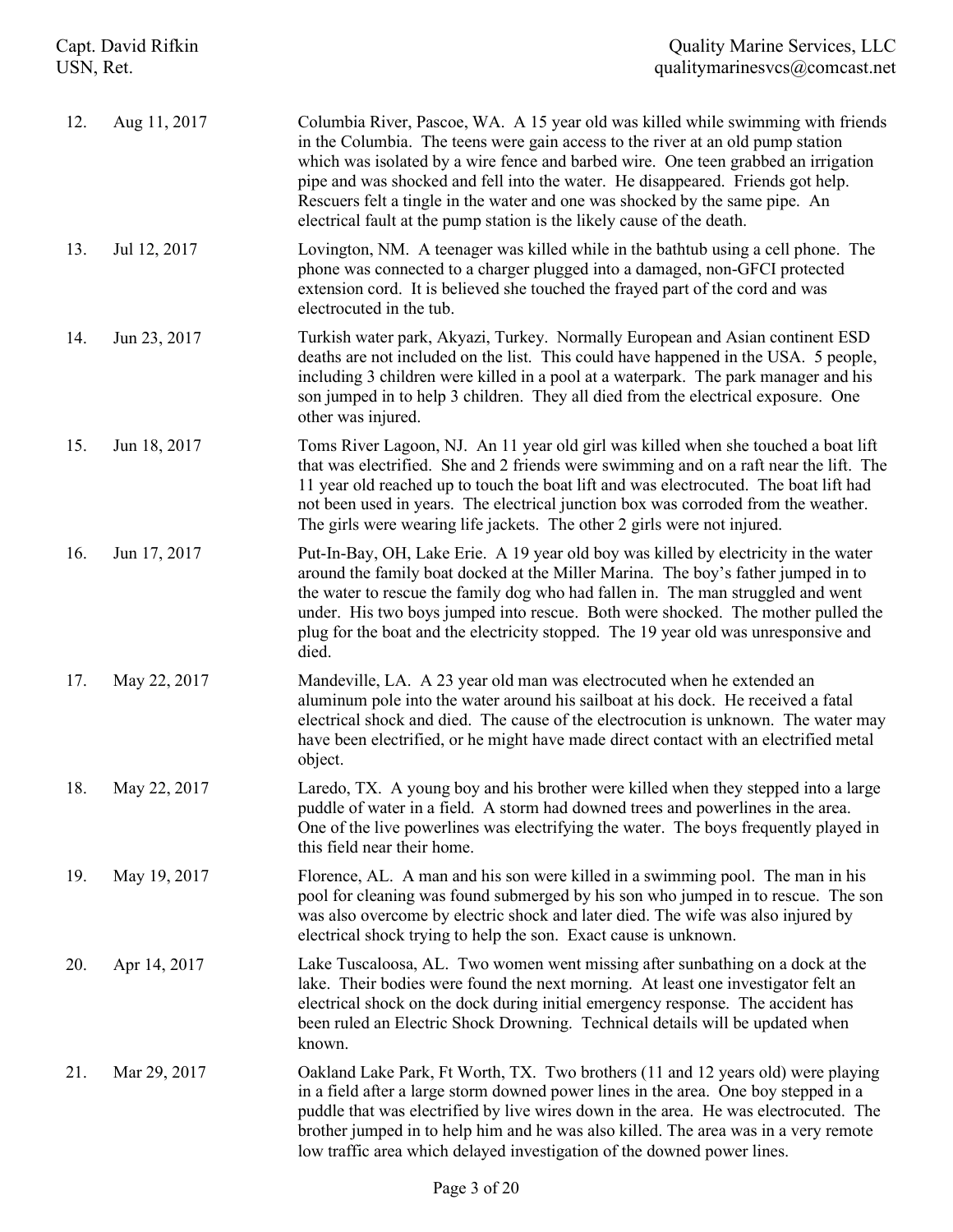| | | |
|---|---|---|
| 12. | Aug 11, 2017 | Columbia River, Pascoe, WA. A 15 year old was killed while swimming with friends in the Columbia. The teens were gain access to the river at an old pump station which was isolated by a wire fence and barbed wire. One teen grabbed an irrigation pipe and was shocked and fell into the water. He disappeared. Friends got help. Rescuers felt a tingle in the water and one was shocked by the same pipe. An electrical fault at the pump station is the likely cause of the death. |
| 13. | Jul 12, 2017 | Lovington, NM. A teenager was killed while in the bathtub using a cell phone. The phone was connected to a charger plugged into a damaged, non-GFCI protected extension cord. It is believed she touched the frayed part of the cord and was electrocuted in the tub. |
| 14. | Jun 23, 2017 | Turkish water park, Akyazi, Turkey. Normally European and Asian continent ESD deaths are not included on the list. This could have happened in the USA. 5 people, including 3 children were killed in a pool at a waterpark. The park manager and his son jumped in to help 3 children. They all died from the electrical exposure. One other was injured. |
| 15. | Jun 18, 2017 | Toms River Lagoon, NJ. An 11 year old girl was killed when she touched a boat lift that was electrified. She and 2 friends were swimming and on a raft near the lift. The 11 year old reached up to touch the boat lift and was electrocuted. The boat lift had not been used in years. The electrical junction box was corroded from the weather. The girls were wearing life jackets. The other 2 girls were not injured. |
| 16. | Jun 17, 2017 | Put-In-Bay, OH, Lake Erie. A 19 year old boy was killed by electricity in the water around the family boat docked at the Miller Marina. The boy's father jumped in to the water to rescue the family dog who had fallen in. The man struggled and went under. His two boys jumped into rescue. Both were shocked. The mother pulled the plug for the boat and the electricity stopped. The 19 year old was unresponsive and died. |
| 17. | May 22, 2017 | Mandeville, LA. A 23 year old man was electrocuted when he extended an aluminum pole into the water around his sailboat at his dock. He received a fatal electrical shock and died. The cause of the electrocution is unknown. The water may have been electrified, or he might have made direct contact with an electrified metal object. |
| 18. | May 22, 2017 | Laredo, TX. A young boy and his brother were killed when they stepped into a large puddle of water in a field. A storm had downed trees and powerlines in the area. One of the live powerlines was electrifying the water. The boys frequently played in this field near their home. |
| 19. | May 19, 2017 | Florence, AL. A man and his son were killed in a swimming pool. The man in his pool for cleaning was found submerged by his son who jumped in to rescue. The son was also overcome by electric shock and later died. The wife was also injured by electrical shock trying to help the son. Exact cause is unknown. |
| 20. | Apr 14, 2017 | Lake Tuscaloosa, AL. Two women went missing after sunbathing on a dock at the lake. Their bodies were found the next morning. At least one investigator felt an electrical shock on the dock during initial emergency response. The accident has been ruled an Electric Shock Drowning. Technical details will be updated when known. |
| 21. | Mar 29, 2017 | Oakland Lake Park, Ft Worth, TX. Two brothers (11 and 12 years old) were playing in a field after a large storm downed power lines in the area. One boy stepped in a puddle that was electrified by live wires down in the area. He was electrocuted. The brother jumped in to help him and he was also killed. The area was in a very remote low traffic area which delayed investigation of the downed power lines. |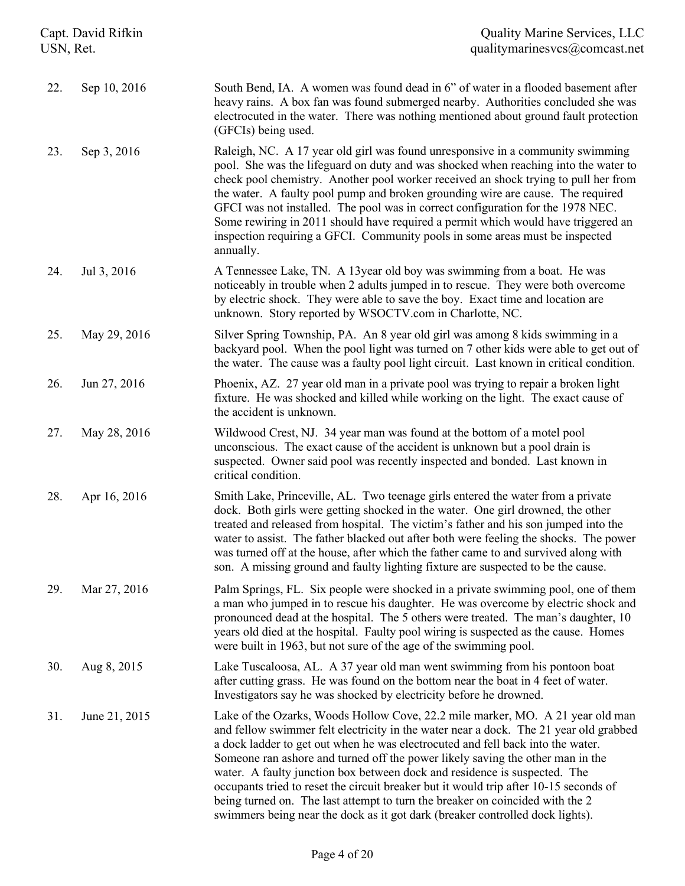| | | |
|---|---|---|
| 22. | Sep 10, 2016 | South Bend, IA. A women was found dead in 6" of water in a flooded basement after heavy rains. A box fan was found submerged nearby. Authorities concluded she was electrocuted in the water. There was nothing mentioned about ground fault protection (GFCIs) being used. |
| 23. | Sep 3, 2016 | Raleigh, NC. A 17 year old girl was found unresponsive in a community swimming pool. She was the lifeguard on duty and was shocked when reaching into the water to check pool chemistry. Another pool worker received an shock trying to pull her from the water. A faulty pool pump and broken grounding wire are cause. The required GFCI was not installed. The pool was in correct configuration for the 1978 NEC. Some rewiring in 2011 should have required a permit which would have triggered an inspection requiring a GFCI. Community pools in some areas must be inspected annually. |
| 24. | Jul 3, 2016 | A Tennessee Lake, TN. A 13year old boy was swimming from a boat. He was noticeably in trouble when 2 adults jumped in to rescue. They were both overcome by electric shock. They were able to save the boy. Exact time and location are unknown. Story reported by WSOCTV.com in Charlotte, NC. |
| 25. | May 29, 2016 | Silver Spring Township, PA. An 8 year old girl was among 8 kids swimming in a backyard pool. When the pool light was turned on 7 other kids were able to get out of the water. The cause was a faulty pool light circuit. Last known in critical condition. |
| 26. | Jun 27, 2016 | Phoenix, AZ. 27 year old man in a private pool was trying to repair a broken light fixture. He was shocked and killed while working on the light. The exact cause of the accident is unknown. |
| 27. | May 28, 2016 | Wildwood Crest, NJ. 34 year man was found at the bottom of a motel pool unconscious. The exact cause of the accident is unknown but a pool drain is suspected. Owner said pool was recently inspected and bonded. Last known in critical condition. |
| 28. | Apr 16, 2016 | Smith Lake, Princeville, AL. Two teenage girls entered the water from a private dock. Both girls were getting shocked in the water. One girl drowned, the other treated and released from hospital. The victim's father and his son jumped into the water to assist. The father blacked out after both were feeling the shocks. The power was turned off at the house, after which the father came to and survived along with son. A missing ground and faulty lighting fixture are suspected to be the cause. |
| 29. | Mar 27, 2016 | Palm Springs, FL. Six people were shocked in a private swimming pool, one of them a man who jumped in to rescue his daughter. He was overcome by electric shock and pronounced dead at the hospital. The 5 others were treated. The man's daughter, 10 years old died at the hospital. Faulty pool wiring is suspected as the cause. Homes were built in 1963, but not sure of the age of the swimming pool. |
| 30. | Aug 8, 2015 | Lake Tuscaloosa, AL. A 37 year old man went swimming from his pontoon boat after cutting grass. He was found on the bottom near the boat in 4 feet of water. Investigators say he was shocked by electricity before he drowned. |
| 31. | June 21, 2015 | Lake of the Ozarks, Woods Hollow Cove, 22.2 mile marker, MO. A 21 year old man and fellow swimmer felt electricity in the water near a dock. The 21 year old grabbed a dock ladder to get out when he was electrocuted and fell back into the water. Someone ran ashore and turned off the power likely saving the other man in the water. A faulty junction box between dock and residence is suspected. The occupants tried to reset the circuit breaker but it would trip after 10-15 seconds of being turned on. The last attempt to turn the breaker on coincided with the 2 swimmers being near the dock as it got dark (breaker controlled dock lights). |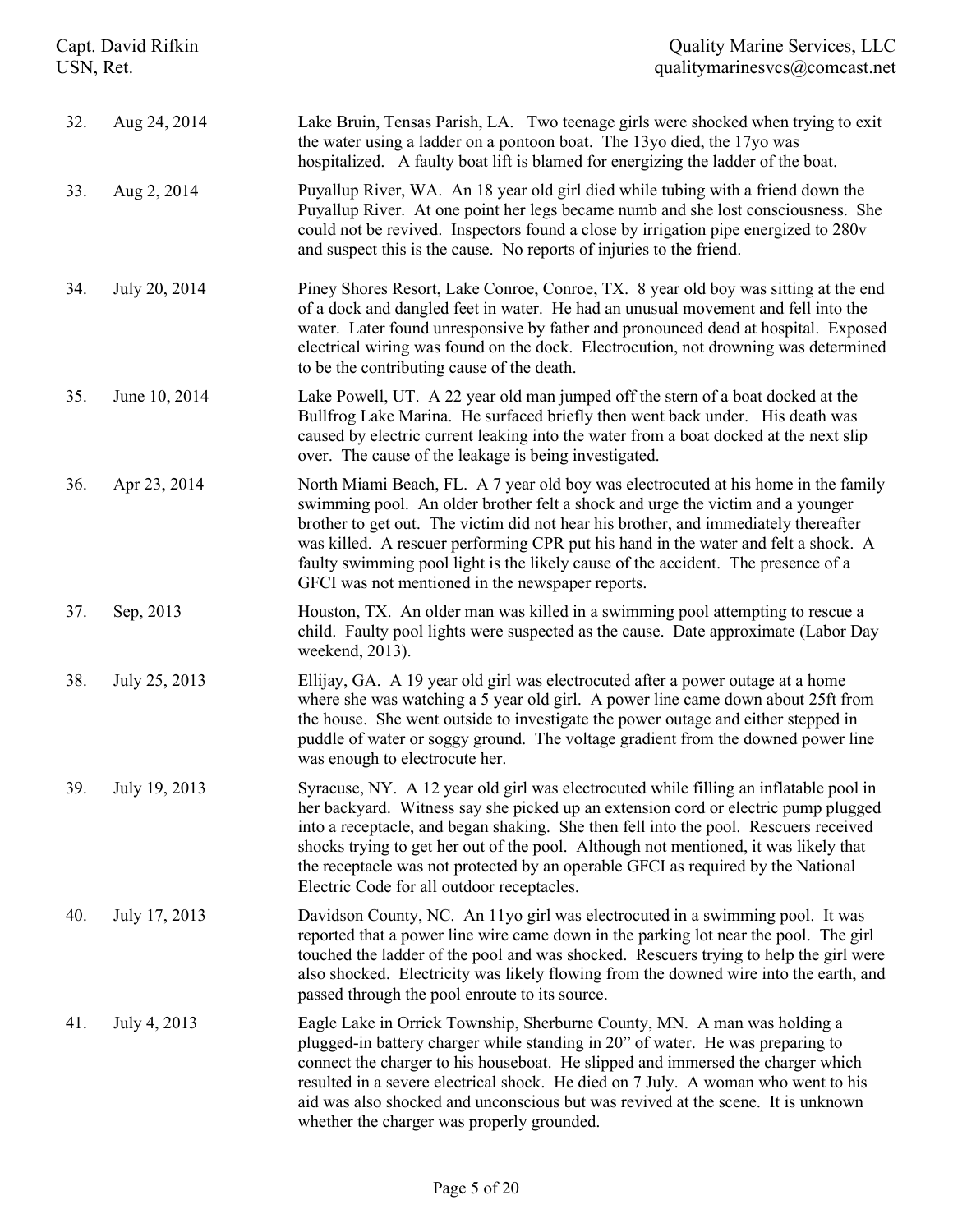| | | |
|---|---|---|
| 32. | Aug 24, 2014 | Lake Bruin, Tensas Parish, LA. Two teenage girls were shocked when trying to exit the water using a ladder on a pontoon boat. The 13yo died, the 17yo was hospitalized. A faulty boat lift is blamed for energizing the ladder of the boat. |
| 33. | Aug 2, 2014 | Puyallup River, WA. An 18 year old girl died while tubing with a friend down the Puyallup River. At one point her legs became numb and she lost consciousness. She could not be revived. Inspectors found a close by irrigation pipe energized to 280v and suspect this is the cause. No reports of injuries to the friend. |
| 34. | July 20, 2014 | Piney Shores Resort, Lake Conroe, Conroe, TX. 8 year old boy was sitting at the end of a dock and dangled feet in water. He had an unusual movement and fell into the water. Later found unresponsive by father and pronounced dead at hospital. Exposed electrical wiring was found on the dock. Electrocution, not drowning was determined to be the contributing cause of the death. |
| 35. | June 10, 2014 | Lake Powell, UT. A 22 year old man jumped off the stern of a boat docked at the Bullfrog Lake Marina. He surfaced briefly then went back under. His death was caused by electric current leaking into the water from a boat docked at the next slip over. The cause of the leakage is being investigated. |
| 36. | Apr 23, 2014 | North Miami Beach, FL. A 7 year old boy was electrocuted at his home in the family swimming pool. An older brother felt a shock and urge the victim and a younger brother to get out. The victim did not hear his brother, and immediately thereafter was killed. A rescuer performing CPR put his hand in the water and felt a shock. A faulty swimming pool light is the likely cause of the accident. The presence of a GFCI was not mentioned in the newspaper reports. |
| 37. | Sep, 2013 | Houston, TX. An older man was killed in a swimming pool attempting to rescue a child. Faulty pool lights were suspected as the cause. Date approximate (Labor Day weekend, 2013). |
| 38. | July 25, 2013 | Ellijay, GA. A 19 year old girl was electrocuted after a power outage at a home where she was watching a 5 year old girl. A power line came down about 25ft from the house. She went outside to investigate the power outage and either stepped in puddle of water or soggy ground. The voltage gradient from the downed power line was enough to electrocute her. |
| 39. | July 19, 2013 | Syracuse, NY. A 12 year old girl was electrocuted while filling an inflatable pool in her backyard. Witness say she picked up an extension cord or electric pump plugged into a receptacle, and began shaking. She then fell into the pool. Rescuers received shocks trying to get her out of the pool. Although not mentioned, it was likely that the receptacle was not protected by an operable GFCI as required by the National Electric Code for all outdoor receptacles. |
| 40. | July 17, 2013 | Davidson County, NC. An 11yo girl was electrocuted in a swimming pool. It was reported that a power line wire came down in the parking lot near the pool. The girl touched the ladder of the pool and was shocked. Rescuers trying to help the girl were also shocked. Electricity was likely flowing from the downed wire into the earth, and passed through the pool enroute to its source. |
| 41. | July 4, 2013 | Eagle Lake in Orrick Township, Sherburne County, MN. A man was holding a plugged-in battery charger while standing in 20" of water. He was preparing to connect the charger to his houseboat. He slipped and immersed the charger which resulted in a severe electrical shock. He died on 7 July. A woman who went to his aid was also shocked and unconscious but was revived at the scene. It is unknown whether the charger was properly grounded. |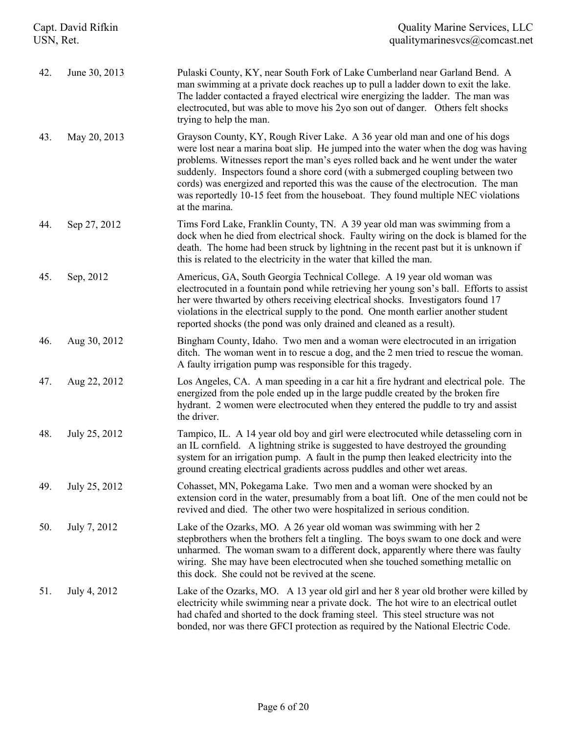| | | |
|---|---|---|
| 42. | June 30, 2013 | Pulaski County, KY, near South Fork of Lake Cumberland near Garland Bend. A man swimming at a private dock reaches up to pull a ladder down to exit the lake. The ladder contacted a frayed electrical wire energizing the ladder. The man was electrocuted, but was able to move his 2yo son out of danger. Others felt shocks trying to help the man. |
| 43. | May 20, 2013 | Grayson County, KY, Rough River Lake. A 36 year old man and one of his dogs were lost near a marina boat slip. He jumped into the water when the dog was having problems. Witnesses report the man's eyes rolled back and he went under the water suddenly. Inspectors found a shore cord (with a submerged coupling between two cords) was energized and reported this was the cause of the electrocution. The man was reportedly 10-15 feet from the houseboat. They found multiple NEC violations at the marina. |
| 44. | Sep 27, 2012 | Tims Ford Lake, Franklin County, TN. A 39 year old man was swimming from a dock when he died from electrical shock. Faulty wiring on the dock is blamed for the death. The home had been struck by lightning in the recent past but it is unknown if this is related to the electricity in the water that killed the man. |
| 45. | Sep, 2012 | Americus, GA, South Georgia Technical College. A 19 year old woman was electrocuted in a fountain pond while retrieving her young son's ball. Efforts to assist her were thwarted by others receiving electrical shocks. Investigators found 17 violations in the electrical supply to the pond. One month earlier another student reported shocks (the pond was only drained and cleaned as a result). |
| 46. | Aug 30, 2012 | Bingham County, Idaho. Two men and a woman were electrocuted in an irrigation ditch. The woman went in to rescue a dog, and the 2 men tried to rescue the woman. A faulty irrigation pump was responsible for this tragedy. |
| 47. | Aug 22, 2012 | Los Angeles, CA. A man speeding in a car hit a fire hydrant and electrical pole. The energized from the pole ended up in the large puddle created by the broken fire hydrant. 2 women were electrocuted when they entered the puddle to try and assist the driver. |
| 48. | July 25, 2012 | Tampico, IL. A 14 year old boy and girl were electrocuted while detasseling corn in an IL cornfield. A lightning strike is suggested to have destroyed the grounding system for an irrigation pump. A fault in the pump then leaked electricity into the ground creating electrical gradients across puddles and other wet areas. |
| 49. | July 25, 2012 | Cohasset, MN, Pokegama Lake. Two men and a woman were shocked by an extension cord in the water, presumably from a boat lift. One of the men could not be revived and died. The other two were hospitalized in serious condition. |
| 50. | July 7, 2012 | Lake of the Ozarks, MO. A 26 year old woman was swimming with her 2 stepbrothers when the brothers felt a tingling. The boys swam to one dock and were unharmed. The woman swam to a different dock, apparently where there was faulty wiring. She may have been electrocuted when she touched something metallic on this dock. She could not be revived at the scene. |
| 51. | July 4, 2012 | Lake of the Ozarks, MO. A 13 year old girl and her 8 year old brother were killed by electricity while swimming near a private dock. The hot wire to an electrical outlet had chafed and shorted to the dock framing steel. This steel structure was not bonded, nor was there GFCI protection as required by the National Electric Code. |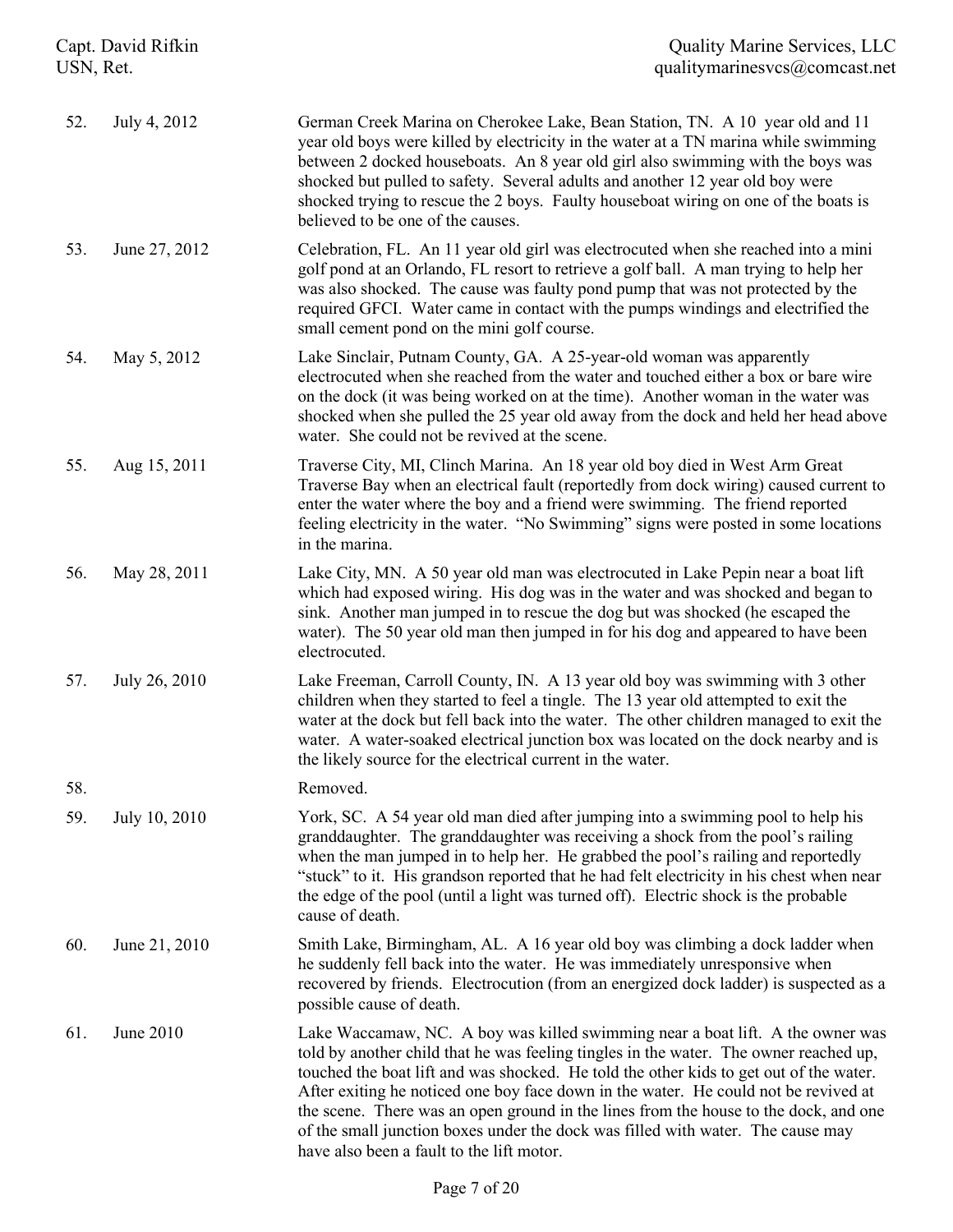| | | |
|---|---|---|
| 52. | July 4, 2012 | German Creek Marina on Cherokee Lake, Bean Station, TN. A 10 year old and 11 year old boys were killed by electricity in the water at a TN marina while swimming between 2 docked houseboats. An 8 year old girl also swimming with the boys was shocked but pulled to safety. Several adults and another 12 year old boy were shocked trying to rescue the 2 boys. Faulty houseboat wiring on one of the boats is believed to be one of the causes. |
| 53. | June 27, 2012 | Celebration, FL. An 11 year old girl was electrocuted when she reached into a mini golf pond at an Orlando, FL resort to retrieve a golf ball. A man trying to help her was also shocked. The cause was faulty pond pump that was not protected by the required GFCI. Water came in contact with the pumps windings and electrified the small cement pond on the mini golf course. |
| 54. | May 5, 2012 | Lake Sinclair, Putnam County, GA. A 25-year-old woman was apparently electrocuted when she reached from the water and touched either a box or bare wire on the dock (it was being worked on at the time). Another woman in the water was shocked when she pulled the 25 year old away from the dock and held her head above water. She could not be revived at the scene. |
| 55. | Aug 15, 2011 | Traverse City, MI, Clinch Marina. An 18 year old boy died in West Arm Great Traverse Bay when an electrical fault (reportedly from dock wiring) caused current to enter the water where the boy and a friend were swimming. The friend reported feeling electricity in the water. "No Swimming" signs were posted in some locations in the marina. |
| 56. | May 28, 2011 | Lake City, MN. A 50 year old man was electrocuted in Lake Pepin near a boat lift which had exposed wiring. His dog was in the water and was shocked and began to sink. Another man jumped in to rescue the dog but was shocked (he escaped the water). The 50 year old man then jumped in for his dog and appeared to have been electrocuted. |
| 57. | July 26, 2010 | Lake Freeman, Carroll County, IN. A 13 year old boy was swimming with 3 other children when they started to feel a tingle. The 13 year old attempted to exit the water at the dock but fell back into the water. The other children managed to exit the water. A water-soaked electrical junction box was located on the dock nearby and is the likely source for the electrical current in the water. |
| 58. | | Removed. |
| 59. | July 10, 2010 | York, SC. A 54 year old man died after jumping into a swimming pool to help his granddaughter. The granddaughter was receiving a shock from the pool's railing when the man jumped in to help her. He grabbed the pool's railing and reportedly "stuck" to it. His grandson reported that he had felt electricity in his chest when near the edge of the pool (until a light was turned off). Electric shock is the probable cause of death. |
| 60. | June 21, 2010 | Smith Lake, Birmingham, AL. A 16 year old boy was climbing a dock ladder when he suddenly fell back into the water. He was immediately unresponsive when recovered by friends. Electrocution (from an energized dock ladder) is suspected as a possible cause of death. |
| 61. | June 2010 | Lake Waccamaw, NC. A boy was killed swimming near a boat lift. A the owner was told by another child that he was feeling tingles in the water. The owner reached up, touched the boat lift and was shocked. He told the other kids to get out of the water. After exiting he noticed one boy face down in the water. He could not be revived at the scene. There was an open ground in the lines from the house to the dock, and one of the small junction boxes under the dock was filled with water. The cause may have also been a fault to the lift motor. |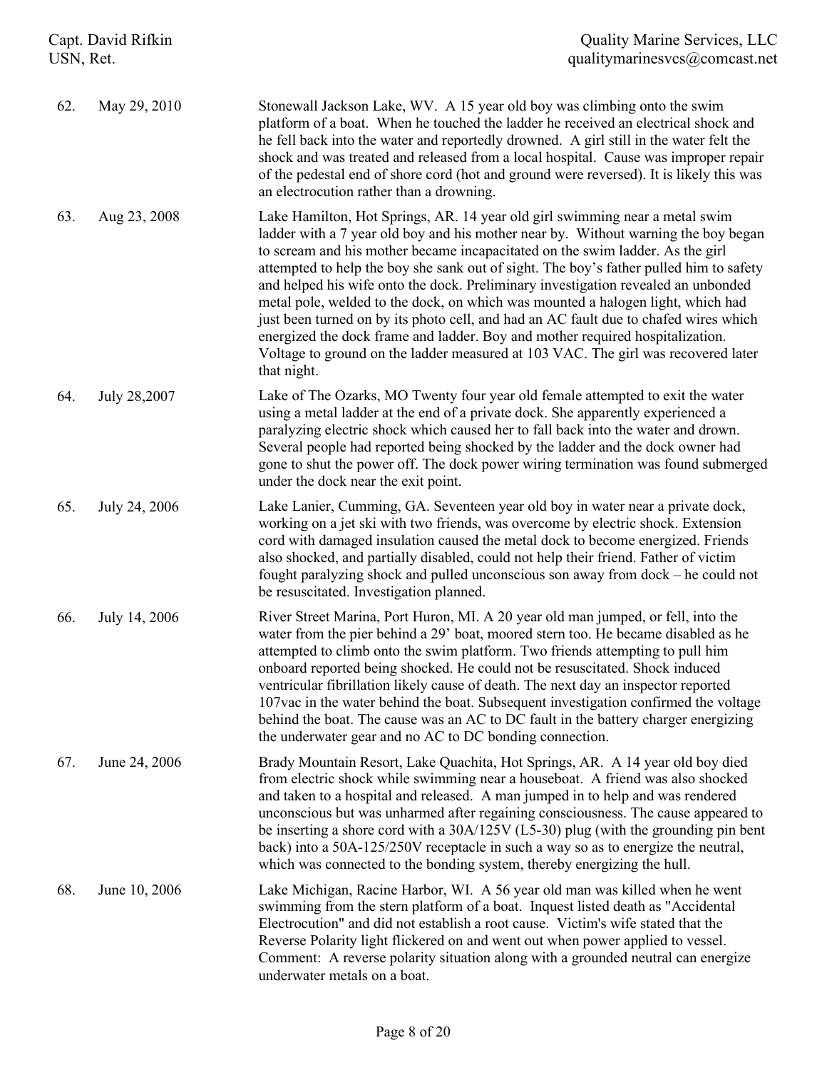| | | |
|---|---|---|
| 62. | May 29, 2010 | Stonewall Jackson Lake, WV. A 15 year old boy was climbing onto the swim platform of a boat. When he touched the ladder he received an electrical shock and he fell back into the water and reportedly drowned. A girl still in the water felt the shock and was treated and released from a local hospital. Cause was improper repair of the pedestal end of shore cord (hot and ground were reversed). It is likely this was an electrocution rather than a drowning. |
| 63. | Aug 23, 2008 | Lake Hamilton, Hot Springs, AR. 14 year old girl swimming near a metal swim ladder with a 7 year old boy and his mother near by. Without warning the boy began to scream and his mother became incapacitated on the swim ladder. As the girl attempted to help the boy she sank out of sight. The boy's father pulled him to safety and helped his wife onto the dock. Preliminary investigation revealed an unbonded metal pole, welded to the dock, on which was mounted a halogen light, which had just been turned on by its photo cell, and had an AC fault due to chafed wires which energized the dock frame and ladder. Boy and mother required hospitalization. Voltage to ground on the ladder measured at 103 VAC. The girl was recovered later that night. |
| 64. | July 28,2007 | Lake of The Ozarks, MO Twenty four year old female attempted to exit the water using a metal ladder at the end of a private dock. She apparently experienced a paralyzing electric shock which caused her to fall back into the water and drown. Several people had reported being shocked by the ladder and the dock owner had gone to shut the power off. The dock power wiring termination was found submerged under the dock near the exit point. |
| 65. | July 24, 2006 | Lake Lanier, Cumming, GA. Seventeen year old boy in water near a private dock, working on a jet ski with two friends, was overcome by electric shock. Extension cord with damaged insulation caused the metal dock to become energized. Friends also shocked, and partially disabled, could not help their friend. Father of victim fought paralyzing shock and pulled unconscious son away from dock – he could not be resuscitated. Investigation planned. |
| 66. | July 14, 2006 | River Street Marina, Port Huron, MI. A 20 year old man jumped, or fell, into the water from the pier behind a 29' boat, moored stern too. He became disabled as he attempted to climb onto the swim platform. Two friends attempting to pull him onboard reported being shocked. He could not be resuscitated. Shock induced ventricular fibrillation likely cause of death. The next day an inspector reported 107vac in the water behind the boat. Subsequent investigation confirmed the voltage behind the boat. The cause was an AC to DC fault in the battery charger energizing the underwater gear and no AC to DC bonding connection. |
| 67. | June 24, 2006 | Brady Mountain Resort, Lake Quachita, Hot Springs, AR. A 14 year old boy died from electric shock while swimming near a houseboat. A friend was also shocked and taken to a hospital and released. A man jumped in to help and was rendered unconscious but was unharmed after regaining consciousness. The cause appeared to be inserting a shore cord with a 30A/125V (L5-30) plug (with the grounding pin bent back) into a 50A-125/250V receptacle in such a way so as to energize the neutral, which was connected to the bonding system, thereby energizing the hull. |
| 68. | June 10, 2006 | Lake Michigan, Racine Harbor, WI. A 56 year old man was killed when he went swimming from the stern platform of a boat. Inquest listed death as "Accidental Electrocution" and did not establish a root cause. Victim's wife stated that the Reverse Polarity light flickered on and went out when power applied to vessel. Comment: A reverse polarity situation along with a grounded neutral can energize underwater metals on a boat. |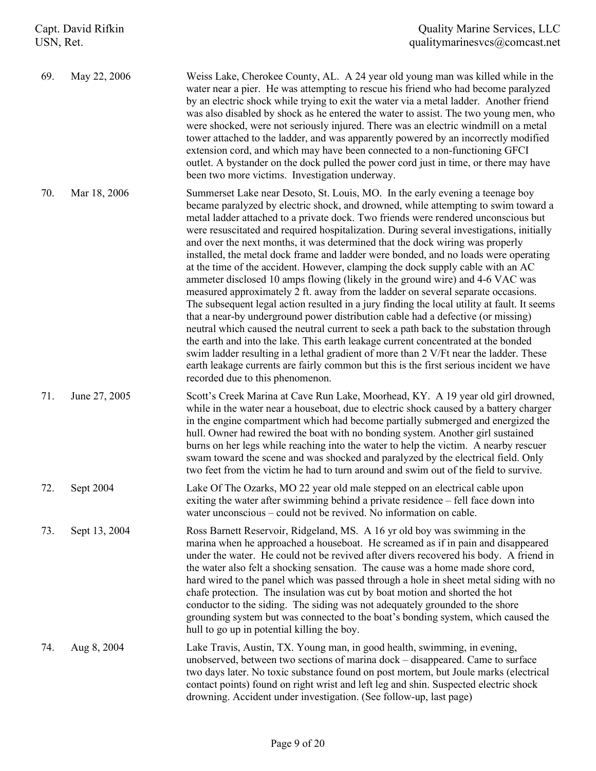| | | |
|---|---|---|
| 69. | May 22, 2006 | Weiss Lake, Cherokee County, AL. A 24 year old young man was killed while in the water near a pier. He was attempting to rescue his friend who had become paralyzed by an electric shock while trying to exit the water via a metal ladder. Another friend was also disabled by shock as he entered the water to assist. The two young men, who were shocked, were not seriously injured. There was an electric windmill on a metal tower attached to the ladder, and was apparently powered by an incorrectly modified extension cord, and which may have been connected to a non-functioning GFCI outlet. A bystander on the dock pulled the power cord just in time, or there may have been two more victims. Investigation underway. |
| 70. | Mar 18, 2006 | Summerset Lake near Desoto, St. Louis, MO. In the early evening a teenage boy became paralyzed by electric shock, and drowned, while attempting to swim toward a metal ladder attached to a private dock. Two friends were rendered unconscious but were resuscitated and required hospitalization. During several investigations, initially and over the next months, it was determined that the dock wiring was properly installed, the metal dock frame and ladder were bonded, and no loads were operating at the time of the accident. However, clamping the dock supply cable with an AC ammeter disclosed 10 amps flowing (likely in the ground wire) and 4-6 VAC was measured approximately 2 ft. away from the ladder on several separate occasions. The subsequent legal action resulted in a jury finding the local utility at fault. It seems that a near-by underground power distribution cable had a defective (or missing) neutral which caused the neutral current to seek a path back to the substation through the earth and into the lake. This earth leakage current concentrated at the bonded swim ladder resulting in a lethal gradient of more than 2 V/Ft near the ladder. These earth leakage currents are fairly common but this is the first serious incident we have recorded due to this phenomenon. |
| 71. | June 27, 2005 | Scott's Creek Marina at Cave Run Lake, Moorhead, KY. A 19 year old girl drowned, while in the water near a houseboat, due to electric shock caused by a battery charger in the engine compartment which had become partially submerged and energized the hull. Owner had rewired the boat with no bonding system. Another girl sustained burns on her legs while reaching into the water to help the victim. A nearby rescuer swam toward the scene and was shocked and paralyzed by the electrical field. Only two feet from the victim he had to turn around and swim out of the field to survive. |
| 72. | Sept 2004 | Lake Of The Ozarks, MO 22 year old male stepped on an electrical cable upon exiting the water after swimming behind a private residence – fell face down into water unconscious – could not be revived. No information on cable. |
| 73. | Sept 13, 2004 | Ross Barnett Reservoir, Ridgeland, MS. A 16 yr old boy was swimming in the marina when he approached a houseboat. He screamed as if in pain and disappeared under the water. He could not be revived after divers recovered his body. A friend in the water also felt a shocking sensation. The cause was a home made shore cord, hard wired to the panel which was passed through a hole in sheet metal siding with no chafe protection. The insulation was cut by boat motion and shorted the hot conductor to the siding. The siding was not adequately grounded to the shore grounding system but was connected to the boat's bonding system, which caused the hull to go up in potential killing the boy. |
| 74. | Aug 8, 2004 | Lake Travis, Austin, TX. Young man, in good health, swimming, in evening, unobserved, between two sections of marina dock – disappeared. Came to surface two days later. No toxic substance found on post mortem, but Joule marks (electrical contact points) found on right wrist and left leg and shin. Suspected electric shock drowning. Accident under investigation. (See follow-up, last page) |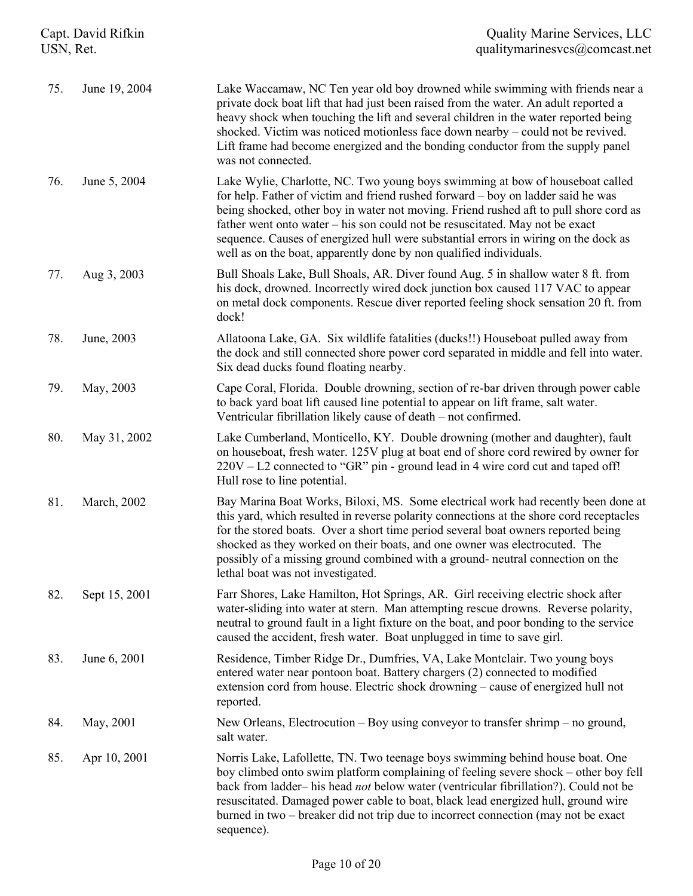| No. | Date | Description |
|---|---|---|
| 75. | June 19, 2004 | Lake Waccamaw, NC Ten year old boy drowned while swimming with friends near a private dock boat lift that had just been raised from the water. An adult reported a heavy shock when touching the lift and several children in the water reported being shocked. Victim was noticed motionless face down nearby – could not be revived. Lift frame had become energized and the bonding conductor from the supply panel was not connected. |
| 76. | June 5, 2004 | Lake Wylie, Charlotte, NC. Two young boys swimming at bow of houseboat called for help. Father of victim and friend rushed forward – boy on ladder said he was being shocked, other boy in water not moving. Friend rushed aft to pull shore cord as father went onto water – his son could not be resuscitated. May not be exact sequence. Causes of energized hull were substantial errors in wiring on the dock as well as on the boat, apparently done by non qualified individuals. |
| 77. | Aug 3, 2003 | Bull Shoals Lake, Bull Shoals, AR. Diver found Aug. 5 in shallow water 8 ft. from his dock, drowned. Incorrectly wired dock junction box caused 117 VAC to appear on metal dock components. Rescue diver reported feeling shock sensation 20 ft. from dock! |
| 78. | June, 2003 | Allatoona Lake, GA. Six wildlife fatalities (ducks!!) Houseboat pulled away from the dock and still connected shore power cord separated in middle and fell into water. Six dead ducks found floating nearby. |
| 79. | May, 2003 | Cape Coral, Florida. Double drowning, section of re-bar driven through power cable to back yard boat lift caused line potential to appear on lift frame, salt water. Ventricular fibrillation likely cause of death – not confirmed. |
| 80. | May 31, 2002 | Lake Cumberland, Monticello, KY. Double drowning (mother and daughter), fault on houseboat, fresh water. 125V plug at boat end of shore cord rewired by owner for 220V – L2 connected to "GR" pin - ground lead in 4 wire cord cut and taped off! Hull rose to line potential. |
| 81. | March, 2002 | Bay Marina Boat Works, Biloxi, MS. Some electrical work had recently been done at this yard, which resulted in reverse polarity connections at the shore cord receptacles for the stored boats. Over a short time period several boat owners reported being shocked as they worked on their boats, and one owner was electrocuted. The possibly of a missing ground combined with a ground- neutral connection on the lethal boat was not investigated. |
| 82. | Sept 15, 2001 | Farr Shores, Lake Hamilton, Hot Springs, AR. Girl receiving electric shock after water-sliding into water at stern. Man attempting rescue drowns. Reverse polarity, neutral to ground fault in a light fixture on the boat, and poor bonding to the service caused the accident, fresh water. Boat unplugged in time to save girl. |
| 83. | June 6, 2001 | Residence, Timber Ridge Dr., Dumfries, VA, Lake Montclair. Two young boys entered water near pontoon boat. Battery chargers (2) connected to modified extension cord from house. Electric shock drowning – cause of energized hull not reported. |
| 84. | May, 2001 | New Orleans, Electrocution – Boy using conveyor to transfer shrimp – no ground, salt water. |
| 85. | Apr 10, 2001 | Norris Lake, Lafollette, TN. Two teenage boys swimming behind house boat. One boy climbed onto swim platform complaining of feeling severe shock – other boy fell back from ladder– his head *not* below water (ventricular fibrillation?). Could not be resuscitated. Damaged power cable to boat, black lead energized hull, ground wire burned in two – breaker did not trip due to incorrect connection (may not be exact sequence). |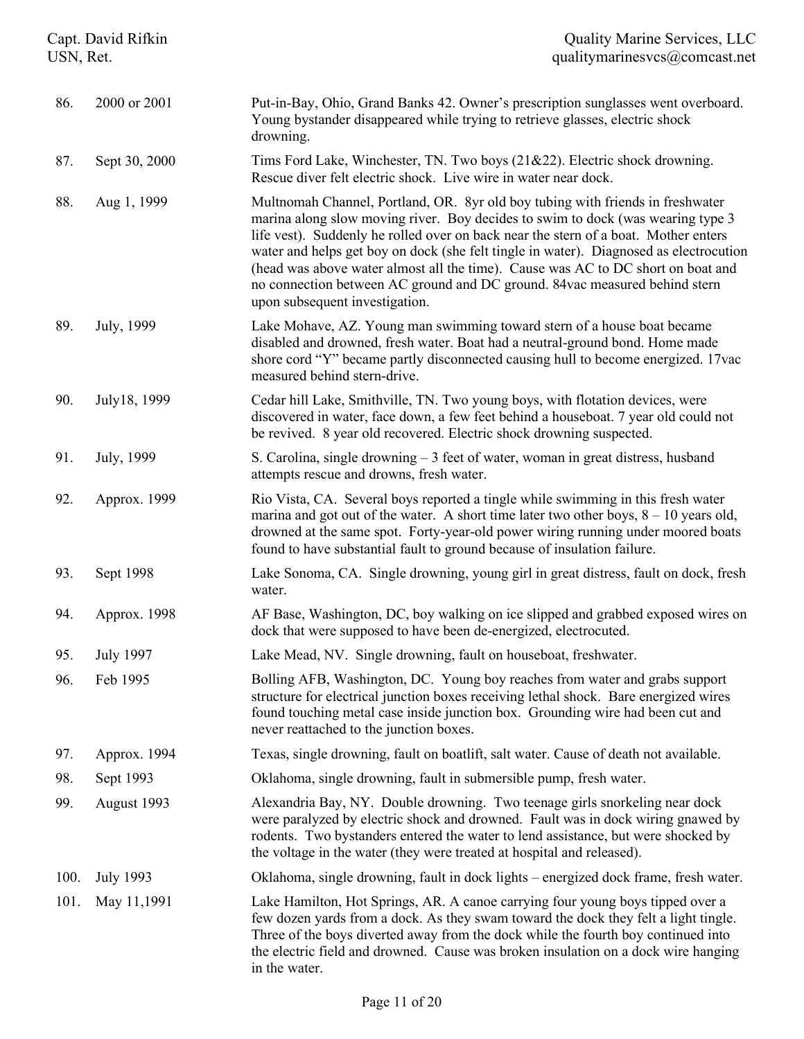| | | |
|---|---|---|
| 86. | 2000 or 2001 | Put-in-Bay, Ohio, Grand Banks 42. Owner's prescription sunglasses went overboard. Young bystander disappeared while trying to retrieve glasses, electric shock drowning. |
| 87. | Sept 30, 2000 | Tims Ford Lake, Winchester, TN. Two boys (21&22). Electric shock drowning. Rescue diver felt electric shock. Live wire in water near dock. |
| 88. | Aug 1, 1999 | Multnomah Channel, Portland, OR. 8yr old boy tubing with friends in freshwater marina along slow moving river. Boy decides to swim to dock (was wearing type 3 life vest). Suddenly he rolled over on back near the stern of a boat. Mother enters water and helps get boy on dock (she felt tingle in water). Diagnosed as electrocution (head was above water almost all the time). Cause was AC to DC short on boat and no connection between AC ground and DC ground. 84vac measured behind stern upon subsequent investigation. |
| 89. | July, 1999 | Lake Mohave, AZ. Young man swimming toward stern of a house boat became disabled and drowned, fresh water. Boat had a neutral-ground bond. Home made shore cord "Y" became partly disconnected causing hull to become energized. 17vac measured behind stern-drive. |
| 90. | July18, 1999 | Cedar hill Lake, Smithville, TN. Two young boys, with flotation devices, were discovered in water, face down, a few feet behind a houseboat. 7 year old could not be revived. 8 year old recovered. Electric shock drowning suspected. |
| 91. | July, 1999 | S. Carolina, single drowning – 3 feet of water, woman in great distress, husband attempts rescue and drowns, fresh water. |
| 92. | Approx. 1999 | Rio Vista, CA. Several boys reported a tingle while swimming in this fresh water marina and got out of the water. A short time later two other boys, 8 – 10 years old, drowned at the same spot. Forty-year-old power wiring running under moored boats found to have substantial fault to ground because of insulation failure. |
| 93. | Sept 1998 | Lake Sonoma, CA. Single drowning, young girl in great distress, fault on dock, fresh water. |
| 94. | Approx. 1998 | AF Base, Washington, DC, boy walking on ice slipped and grabbed exposed wires on dock that were supposed to have been de-energized, electrocuted. |
| 95. | July 1997 | Lake Mead, NV. Single drowning, fault on houseboat, freshwater. |
| 96. | Feb 1995 | Bolling AFB, Washington, DC. Young boy reaches from water and grabs support structure for electrical junction boxes receiving lethal shock. Bare energized wires found touching metal case inside junction box. Grounding wire had been cut and never reattached to the junction boxes. |
| 97. | Approx. 1994 | Texas, single drowning, fault on boatlift, salt water. Cause of death not available. |
| 98. | Sept 1993 | Oklahoma, single drowning, fault in submersible pump, fresh water. |
| 99. | August 1993 | Alexandria Bay, NY. Double drowning. Two teenage girls snorkeling near dock were paralyzed by electric shock and drowned. Fault was in dock wiring gnawed by rodents. Two bystanders entered the water to lend assistance, but were shocked by the voltage in the water (they were treated at hospital and released). |
| 100. | July 1993 | Oklahoma, single drowning, fault in dock lights – energized dock frame, fresh water. |
| 101. | May 11,1991 | Lake Hamilton, Hot Springs, AR. A canoe carrying four young boys tipped over a few dozen yards from a dock. As they swam toward the dock they felt a light tingle. Three of the boys diverted away from the dock while the fourth boy continued into the electric field and drowned. Cause was broken insulation on a dock wire hanging in the water. |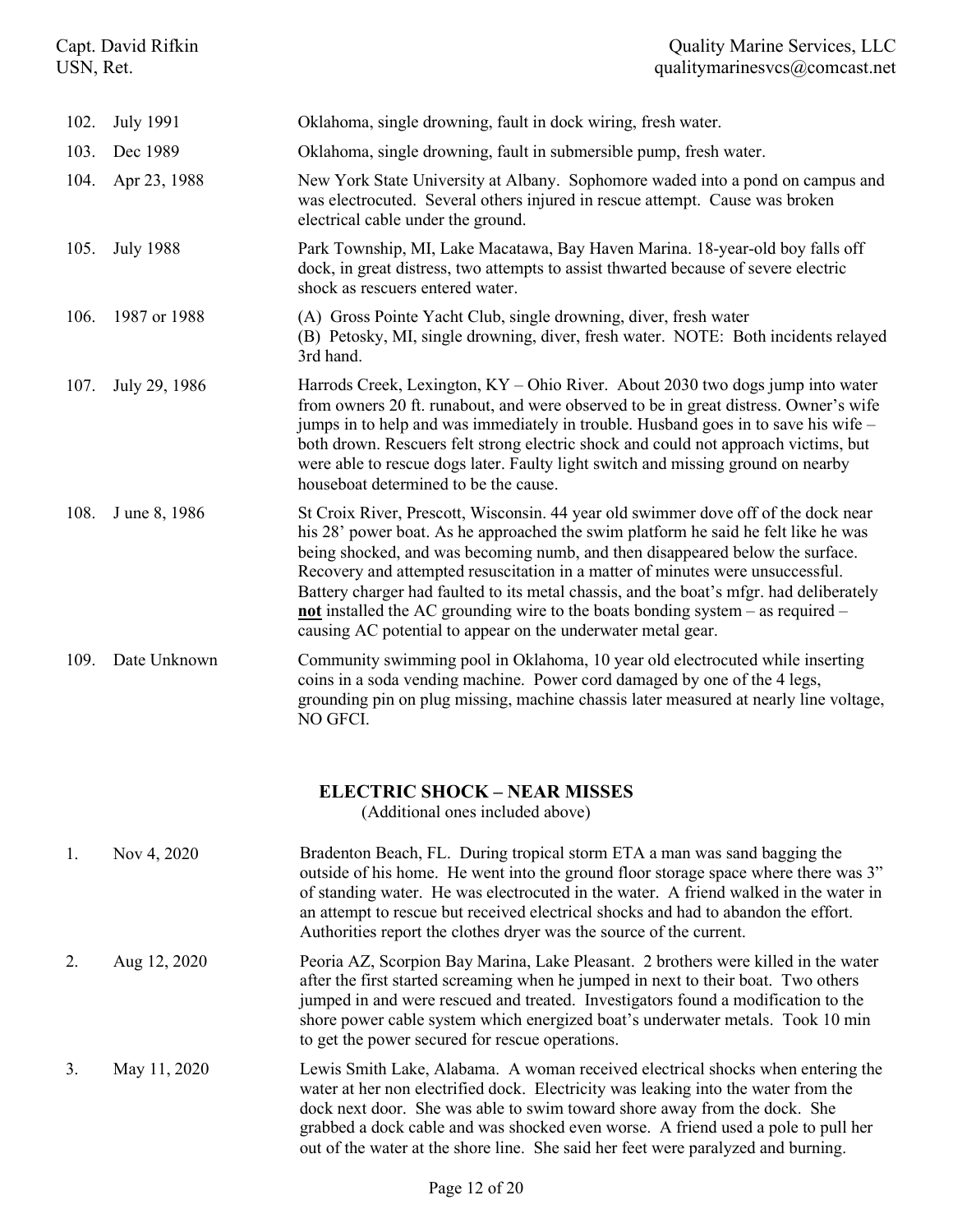| | | |
|---|---|---|
| 102. | July 1991 | Oklahoma, single drowning, fault in dock wiring, fresh water. |
| 103. | Dec 1989 | Oklahoma, single drowning, fault in submersible pump, fresh water. |
| 104. | Apr 23, 1988 | New York State University at Albany. Sophomore waded into a pond on campus and was electrocuted. Several others injured in rescue attempt. Cause was broken electrical cable under the ground. |
| 105. | July 1988 | Park Township, MI, Lake Macatawa, Bay Haven Marina. 18-year-old boy falls off dock, in great distress, two attempts to assist thwarted because of severe electric shock as rescuers entered water. |
| 106. | 1987 or 1988 | (A) Gross Pointe Yacht Club, single drowning, diver, fresh water<br>(B) Petosky, MI, single drowning, diver, fresh water. NOTE: Both incidents relayed 3rd hand. |
| 107. | July 29, 1986 | Harrods Creek, Lexington, KY – Ohio River. About 2030 two dogs jump into water from owners 20 ft. runabout, and were observed to be in great distress. Owner's wife jumps in to help and was immediately in trouble. Husband goes in to save his wife – both drown. Rescuers felt strong electric shock and could not approach victims, but were able to rescue dogs later. Faulty light switch and missing ground on nearby houseboat determined to be the cause. |
| 108. | J une 8, 1986 | St Croix River, Prescott, Wisconsin. 44 year old swimmer dove off of the dock near his 28' power boat. As he approached the swim platform he said he felt like he was being shocked, and was becoming numb, and then disappeared below the surface. Recovery and attempted resuscitation in a matter of minutes were unsuccessful. Battery charger had faulted to its metal chassis, and the boat's mfgr. had deliberately <u>**not**</u> installed the AC grounding wire to the boats bonding system – as required – causing AC potential to appear on the underwater metal gear. |
| 109. | Date Unknown | Community swimming pool in Oklahoma, 10 year old electrocuted while inserting coins in a soda vending machine. Power cord damaged by one of the 4 legs, grounding pin on plug missing, machine chassis later measured at nearly line voltage, NO GFCI. |

## ELECTRIC SHOCK – NEAR MISSES

(Additional ones included above)

| | | |
|---|---|---|
| 1. | Nov 4, 2020 | Bradenton Beach, FL. During tropical storm ETA a man was sand bagging the outside of his home. He went into the ground floor storage space where there was 3" of standing water. He was electrocuted in the water. A friend walked in the water in an attempt to rescue but received electrical shocks and had to abandon the effort. Authorities report the clothes dryer was the source of the current. |
| 2. | Aug 12, 2020 | Peoria AZ, Scorpion Bay Marina, Lake Pleasant. 2 brothers were killed in the water after the first started screaming when he jumped in next to their boat. Two others jumped in and were rescued and treated. Investigators found a modification to the shore power cable system which energized boat's underwater metals. Took 10 min to get the power secured for rescue operations. |
| 3. | May 11, 2020 | Lewis Smith Lake, Alabama. A woman received electrical shocks when entering the water at her non electrified dock. Electricity was leaking into the water from the dock next door. She was able to swim toward shore away from the dock. She grabbed a dock cable and was shocked even worse. A friend used a pole to pull her out of the water at the shore line. She said her feet were paralyzed and burning. |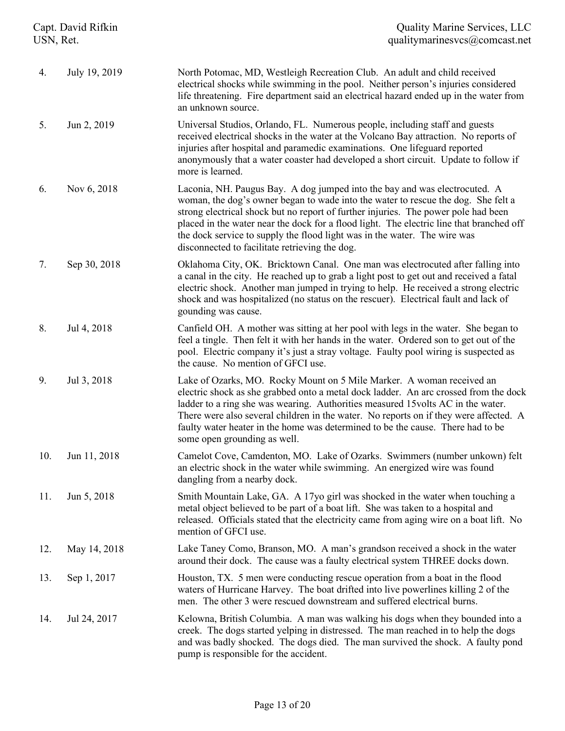| No. | Date | Description |
|---|---|---|
| 4. | July 19, 2019 | North Potomac, MD, Westleigh Recreation Club. An adult and child received electrical shocks while swimming in the pool. Neither person's injuries considered life threatening. Fire department said an electrical hazard ended up in the water from an unknown source. |
| 5. | Jun 2, 2019 | Universal Studios, Orlando, FL. Numerous people, including staff and guests received electrical shocks in the water at the Volcano Bay attraction. No reports of injuries after hospital and paramedic examinations. One lifeguard reported anonymously that a water coaster had developed a short circuit. Update to follow if more is learned. |
| 6. | Nov 6, 2018 | Laconia, NH. Paugus Bay. A dog jumped into the bay and was electrocuted. A woman, the dog's owner began to wade into the water to rescue the dog. She felt a strong electrical shock but no report of further injuries. The power pole had been placed in the water near the dock for a flood light. The electric line that branched off the dock service to supply the flood light was in the water. The wire was disconnected to facilitate retrieving the dog. |
| 7. | Sep 30, 2018 | Oklahoma City, OK. Bricktown Canal. One man was electrocuted after falling into a canal in the city. He reached up to grab a light post to get out and received a fatal electric shock. Another man jumped in trying to help. He received a strong electric shock and was hospitalized (no status on the rescuer). Electrical fault and lack of gounding was cause. |
| 8. | Jul 4, 2018 | Canfield OH. A mother was sitting at her pool with legs in the water. She began to feel a tingle. Then felt it with her hands in the water. Ordered son to get out of the pool. Electric company it's just a stray voltage. Faulty pool wiring is suspected as the cause. No mention of GFCI use. |
| 9. | Jul 3, 2018 | Lake of Ozarks, MO. Rocky Mount on 5 Mile Marker. A woman received an electric shock as she grabbed onto a metal dock ladder. An arc crossed from the dock ladder to a ring she was wearing. Authorities measured 15volts AC in the water. There were also several children in the water. No reports on if they were affected. A faulty water heater in the home was determined to be the cause. There had to be some open grounding as well. |
| 10. | Jun 11, 2018 | Camelot Cove, Camdenton, MO. Lake of Ozarks. Swimmers (number unkown) felt an electric shock in the water while swimming. An energized wire was found dangling from a nearby dock. |
| 11. | Jun 5, 2018 | Smith Mountain Lake, GA. A 17yo girl was shocked in the water when touching a metal object believed to be part of a boat lift. She was taken to a hospital and released. Officials stated that the electricity came from aging wire on a boat lift. No mention of GFCI use. |
| 12. | May 14, 2018 | Lake Taney Como, Branson, MO. A man's grandson received a shock in the water around their dock. The cause was a faulty electrical system THREE docks down. |
| 13. | Sep 1, 2017 | Houston, TX. 5 men were conducting rescue operation from a boat in the flood waters of Hurricane Harvey. The boat drifted into live powerlines killing 2 of the men. The other 3 were rescued downstream and suffered electrical burns. |
| 14. | Jul 24, 2017 | Kelowna, British Columbia. A man was walking his dogs when they bounded into a creek. The dogs started yelping in distressed. The man reached in to help the dogs and was badly shocked. The dogs died. The man survived the shock. A faulty pond pump is responsible for the accident. |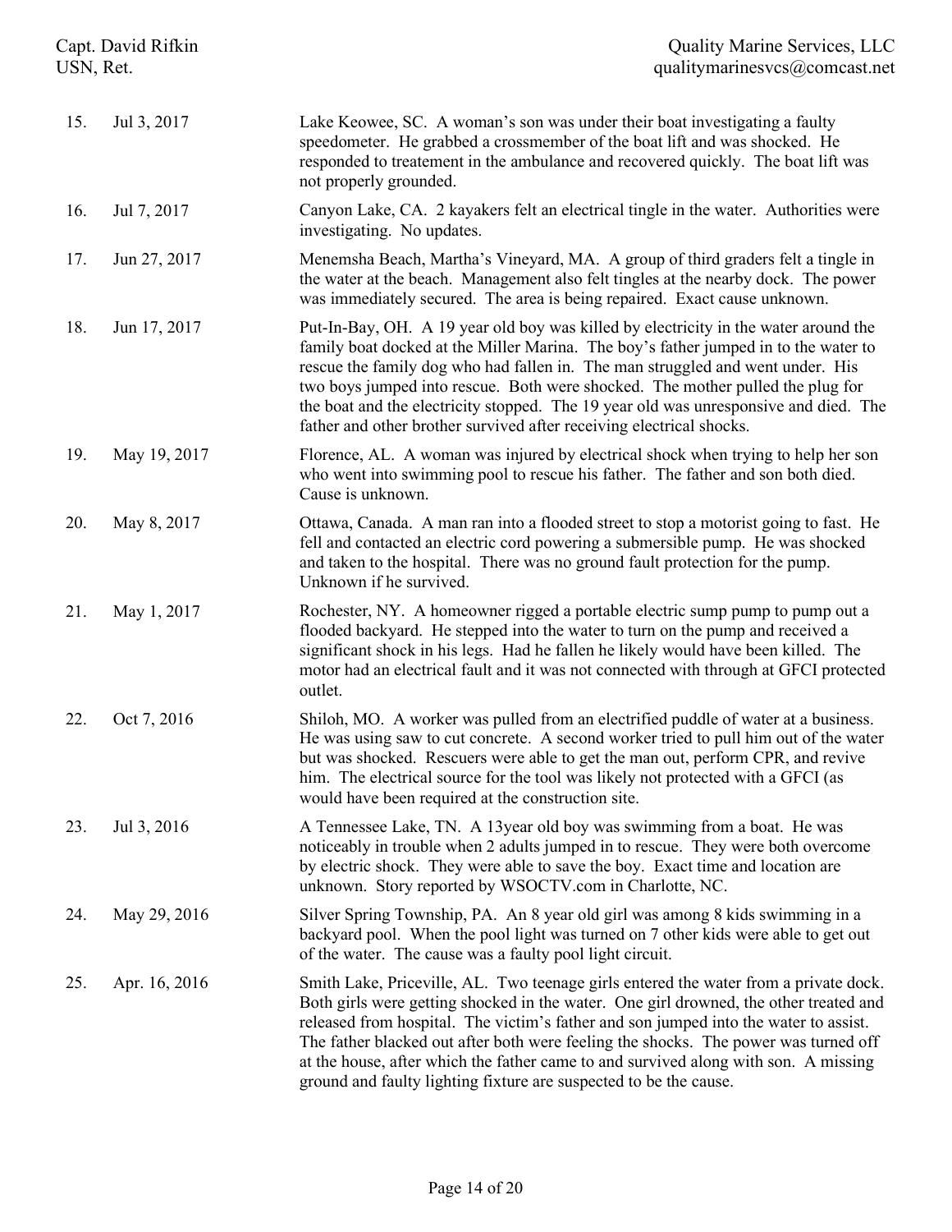| | | |
|---|---|---|
| 15. | Jul 3, 2017 | Lake Keowee, SC. A woman's son was under their boat investigating a faulty speedometer. He grabbed a crossmember of the boat lift and was shocked. He responded to treatement in the ambulance and recovered quickly. The boat lift was not properly grounded. |
| 16. | Jul 7, 2017 | Canyon Lake, CA. 2 kayakers felt an electrical tingle in the water. Authorities were investigating. No updates. |
| 17. | Jun 27, 2017 | Menemsha Beach, Martha's Vineyard, MA. A group of third graders felt a tingle in the water at the beach. Management also felt tingles at the nearby dock. The power was immediately secured. The area is being repaired. Exact cause unknown. |
| 18. | Jun 17, 2017 | Put-In-Bay, OH. A 19 year old boy was killed by electricity in the water around the family boat docked at the Miller Marina. The boy's father jumped in to the water to rescue the family dog who had fallen in. The man struggled and went under. His two boys jumped into rescue. Both were shocked. The mother pulled the plug for the boat and the electricity stopped. The 19 year old was unresponsive and died. The father and other brother survived after receiving electrical shocks. |
| 19. | May 19, 2017 | Florence, AL. A woman was injured by electrical shock when trying to help her son who went into swimming pool to rescue his father. The father and son both died. Cause is unknown. |
| 20. | May 8, 2017 | Ottawa, Canada. A man ran into a flooded street to stop a motorist going to fast. He fell and contacted an electric cord powering a submersible pump. He was shocked and taken to the hospital. There was no ground fault protection for the pump. Unknown if he survived. |
| 21. | May 1, 2017 | Rochester, NY. A homeowner rigged a portable electric sump pump to pump out a flooded backyard. He stepped into the water to turn on the pump and received a significant shock in his legs. Had he fallen he likely would have been killed. The motor had an electrical fault and it was not connected with through at GFCI protected outlet. |
| 22. | Oct 7, 2016 | Shiloh, MO. A worker was pulled from an electrified puddle of water at a business. He was using saw to cut concrete. A second worker tried to pull him out of the water but was shocked. Rescuers were able to get the man out, perform CPR, and revive him. The electrical source for the tool was likely not protected with a GFCI (as would have been required at the construction site. |
| 23. | Jul 3, 2016 | A Tennessee Lake, TN. A 13year old boy was swimming from a boat. He was noticeably in trouble when 2 adults jumped in to rescue. They were both overcome by electric shock. They were able to save the boy. Exact time and location are unknown. Story reported by WSOCTV.com in Charlotte, NC. |
| 24. | May 29, 2016 | Silver Spring Township, PA. An 8 year old girl was among 8 kids swimming in a backyard pool. When the pool light was turned on 7 other kids were able to get out of the water. The cause was a faulty pool light circuit. |
| 25. | Apr. 16, 2016 | Smith Lake, Priceville, AL. Two teenage girls entered the water from a private dock. Both girls were getting shocked in the water. One girl drowned, the other treated and released from hospital. The victim's father and son jumped into the water to assist. The father blacked out after both were feeling the shocks. The power was turned off at the house, after which the father came to and survived along with son. A missing ground and faulty lighting fixture are suspected to be the cause. |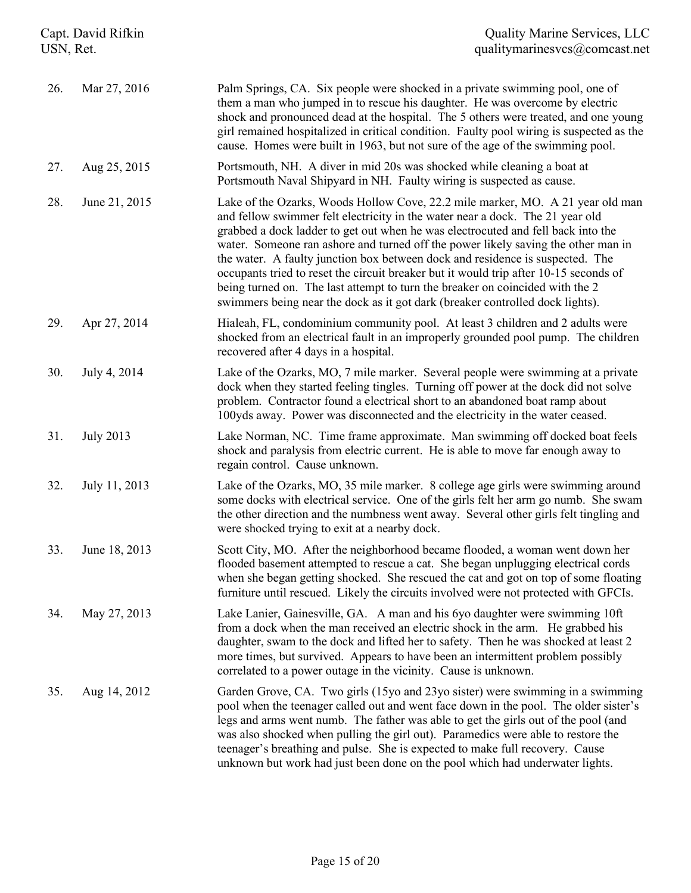| | | |
|---|---|---|
| 26. | Mar 27, 2016 | Palm Springs, CA. Six people were shocked in a private swimming pool, one of them a man who jumped in to rescue his daughter. He was overcome by electric shock and pronounced dead at the hospital. The 5 others were treated, and one young girl remained hospitalized in critical condition. Faulty pool wiring is suspected as the cause. Homes were built in 1963, but not sure of the age of the swimming pool. |
| 27. | Aug 25, 2015 | Portsmouth, NH. A diver in mid 20s was shocked while cleaning a boat at Portsmouth Naval Shipyard in NH. Faulty wiring is suspected as cause. |
| 28. | June 21, 2015 | Lake of the Ozarks, Woods Hollow Cove, 22.2 mile marker, MO. A 21 year old man and fellow swimmer felt electricity in the water near a dock. The 21 year old grabbed a dock ladder to get out when he was electrocuted and fell back into the water. Someone ran ashore and turned off the power likely saving the other man in the water. A faulty junction box between dock and residence is suspected. The occupants tried to reset the circuit breaker but it would trip after 10-15 seconds of being turned on. The last attempt to turn the breaker on coincided with the 2 swimmers being near the dock as it got dark (breaker controlled dock lights). |
| 29. | Apr 27, 2014 | Hialeah, FL, condominium community pool. At least 3 children and 2 adults were shocked from an electrical fault in an improperly grounded pool pump. The children recovered after 4 days in a hospital. |
| 30. | July 4, 2014 | Lake of the Ozarks, MO, 7 mile marker. Several people were swimming at a private dock when they started feeling tingles. Turning off power at the dock did not solve problem. Contractor found a electrical short to an abandoned boat ramp about 100yds away. Power was disconnected and the electricity in the water ceased. |
| 31. | July 2013 | Lake Norman, NC. Time frame approximate. Man swimming off docked boat feels shock and paralysis from electric current. He is able to move far enough away to regain control. Cause unknown. |
| 32. | July 11, 2013 | Lake of the Ozarks, MO, 35 mile marker. 8 college age girls were swimming around some docks with electrical service. One of the girls felt her arm go numb. She swam the other direction and the numbness went away. Several other girls felt tingling and were shocked trying to exit at a nearby dock. |
| 33. | June 18, 2013 | Scott City, MO. After the neighborhood became flooded, a woman went down her flooded basement attempted to rescue a cat. She began unplugging electrical cords when she began getting shocked. She rescued the cat and got on top of some floating furniture until rescued. Likely the circuits involved were not protected with GFCIs. |
| 34. | May 27, 2013 | Lake Lanier, Gainesville, GA. A man and his 6yo daughter were swimming 10ft from a dock when the man received an electric shock in the arm. He grabbed his daughter, swam to the dock and lifted her to safety. Then he was shocked at least 2 more times, but survived. Appears to have been an intermittent problem possibly correlated to a power outage in the vicinity. Cause is unknown. |
| 35. | Aug 14, 2012 | Garden Grove, CA. Two girls (15yo and 23yo sister) were swimming in a swimming pool when the teenager called out and went face down in the pool. The older sister's legs and arms went numb. The father was able to get the girls out of the pool (and was also shocked when pulling the girl out). Paramedics were able to restore the teenager's breathing and pulse. She is expected to make full recovery. Cause unknown but work had just been done on the pool which had underwater lights. |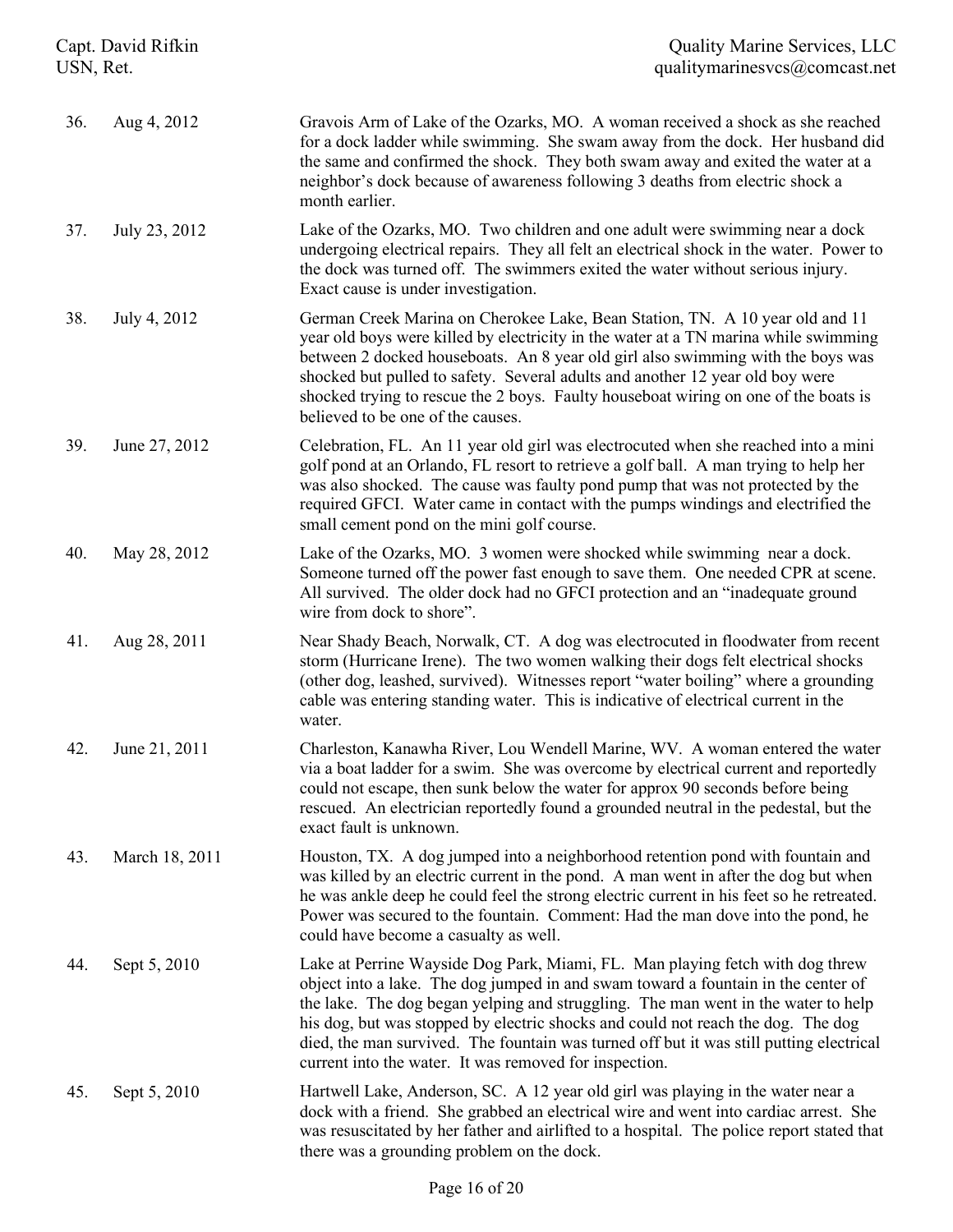| | | |
|---|---|---|
| 36. | Aug 4, 2012 | Gravois Arm of Lake of the Ozarks, MO. A woman received a shock as she reached for a dock ladder while swimming. She swam away from the dock. Her husband did the same and confirmed the shock. They both swam away and exited the water at a neighbor's dock because of awareness following 3 deaths from electric shock a month earlier. |
| 37. | July 23, 2012 | Lake of the Ozarks, MO. Two children and one adult were swimming near a dock undergoing electrical repairs. They all felt an electrical shock in the water. Power to the dock was turned off. The swimmers exited the water without serious injury. Exact cause is under investigation. |
| 38. | July 4, 2012 | German Creek Marina on Cherokee Lake, Bean Station, TN. A 10 year old and 11 year old boys were killed by electricity in the water at a TN marina while swimming between 2 docked houseboats. An 8 year old girl also swimming with the boys was shocked but pulled to safety. Several adults and another 12 year old boy were shocked trying to rescue the 2 boys. Faulty houseboat wiring on one of the boats is believed to be one of the causes. |
| 39. | June 27, 2012 | Celebration, FL. An 11 year old girl was electrocuted when she reached into a mini golf pond at an Orlando, FL resort to retrieve a golf ball. A man trying to help her was also shocked. The cause was faulty pond pump that was not protected by the required GFCI. Water came in contact with the pumps windings and electrified the small cement pond on the mini golf course. |
| 40. | May 28, 2012 | Lake of the Ozarks, MO. 3 women were shocked while swimming near a dock. Someone turned off the power fast enough to save them. One needed CPR at scene. All survived. The older dock had no GFCI protection and an "inadequate ground wire from dock to shore". |
| 41. | Aug 28, 2011 | Near Shady Beach, Norwalk, CT. A dog was electrocuted in floodwater from recent storm (Hurricane Irene). The two women walking their dogs felt electrical shocks (other dog, leashed, survived). Witnesses report "water boiling" where a grounding cable was entering standing water. This is indicative of electrical current in the water. |
| 42. | June 21, 2011 | Charleston, Kanawha River, Lou Wendell Marine, WV. A woman entered the water via a boat ladder for a swim. She was overcome by electrical current and reportedly could not escape, then sunk below the water for approx 90 seconds before being rescued. An electrician reportedly found a grounded neutral in the pedestal, but the exact fault is unknown. |
| 43. | March 18, 2011 | Houston, TX. A dog jumped into a neighborhood retention pond with fountain and was killed by an electric current in the pond. A man went in after the dog but when he was ankle deep he could feel the strong electric current in his feet so he retreated. Power was secured to the fountain. Comment: Had the man dove into the pond, he could have become a casualty as well. |
| 44. | Sept 5, 2010 | Lake at Perrine Wayside Dog Park, Miami, FL. Man playing fetch with dog threw object into a lake. The dog jumped in and swam toward a fountain in the center of the lake. The dog began yelping and struggling. The man went in the water to help his dog, but was stopped by electric shocks and could not reach the dog. The dog died, the man survived. The fountain was turned off but it was still putting electrical current into the water. It was removed for inspection. |
| 45. | Sept 5, 2010 | Hartwell Lake, Anderson, SC. A 12 year old girl was playing in the water near a dock with a friend. She grabbed an electrical wire and went into cardiac arrest. She was resuscitated by her father and airlifted to a hospital. The police report stated that there was a grounding problem on the dock. |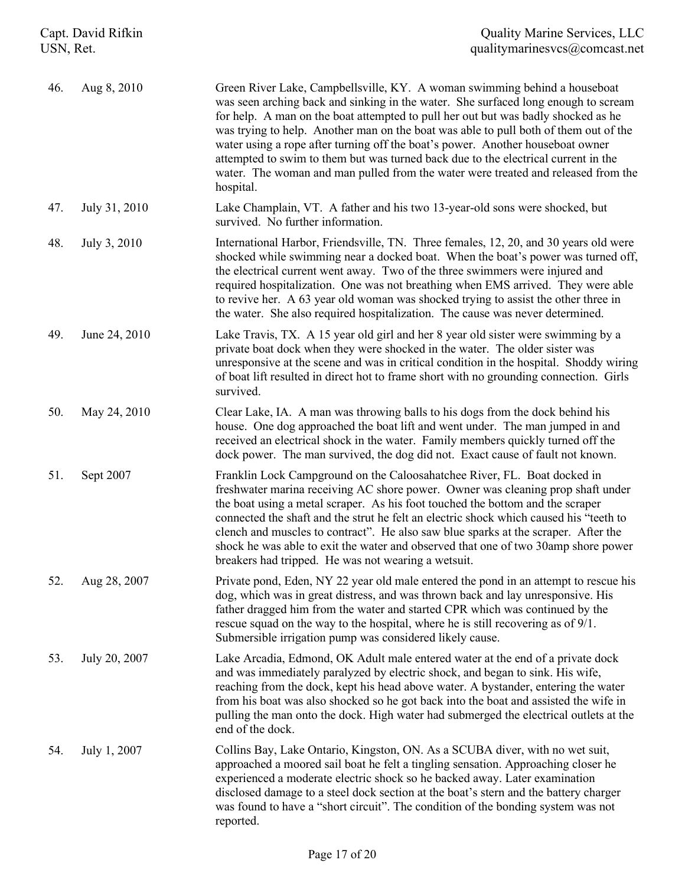| | | |
|---|---|---|
| 46. | Aug 8, 2010 | Green River Lake, Campbellsville, KY. A woman swimming behind a houseboat was seen arching back and sinking in the water. She surfaced long enough to scream for help. A man on the boat attempted to pull her out but was badly shocked as he was trying to help. Another man on the boat was able to pull both of them out of the water using a rope after turning off the boat's power. Another houseboat owner attempted to swim to them but was turned back due to the electrical current in the water. The woman and man pulled from the water were treated and released from the hospital. |
| 47. | July 31, 2010 | Lake Champlain, VT. A father and his two 13-year-old sons were shocked, but survived. No further information. |
| 48. | July 3, 2010 | International Harbor, Friendsville, TN. Three females, 12, 20, and 30 years old were shocked while swimming near a docked boat. When the boat's power was turned off, the electrical current went away. Two of the three swimmers were injured and required hospitalization. One was not breathing when EMS arrived. They were able to revive her. A 63 year old woman was shocked trying to assist the other three in the water. She also required hospitalization. The cause was never determined. |
| 49. | June 24, 2010 | Lake Travis, TX. A 15 year old girl and her 8 year old sister were swimming by a private boat dock when they were shocked in the water. The older sister was unresponsive at the scene and was in critical condition in the hospital. Shoddy wiring of boat lift resulted in direct hot to frame short with no grounding connection. Girls survived. |
| 50. | May 24, 2010 | Clear Lake, IA. A man was throwing balls to his dogs from the dock behind his house. One dog approached the boat lift and went under. The man jumped in and received an electrical shock in the water. Family members quickly turned off the dock power. The man survived, the dog did not. Exact cause of fault not known. |
| 51. | Sept 2007 | Franklin Lock Campground on the Caloosahatchee River, FL. Boat docked in freshwater marina receiving AC shore power. Owner was cleaning prop shaft under the boat using a metal scraper. As his foot touched the bottom and the scraper connected the shaft and the strut he felt an electric shock which caused his "teeth to clench and muscles to contract". He also saw blue sparks at the scraper. After the shock he was able to exit the water and observed that one of two 30amp shore power breakers had tripped. He was not wearing a wetsuit. |
| 52. | Aug 28, 2007 | Private pond, Eden, NY 22 year old male entered the pond in an attempt to rescue his dog, which was in great distress, and was thrown back and lay unresponsive. His father dragged him from the water and started CPR which was continued by the rescue squad on the way to the hospital, where he is still recovering as of 9/1. Submersible irrigation pump was considered likely cause. |
| 53. | July 20, 2007 | Lake Arcadia, Edmond, OK Adult male entered water at the end of a private dock and was immediately paralyzed by electric shock, and began to sink. His wife, reaching from the dock, kept his head above water. A bystander, entering the water from his boat was also shocked so he got back into the boat and assisted the wife in pulling the man onto the dock. High water had submerged the electrical outlets at the end of the dock. |
| 54. | July 1, 2007 | Collins Bay, Lake Ontario, Kingston, ON. As a SCUBA diver, with no wet suit, approached a moored sail boat he felt a tingling sensation. Approaching closer he experienced a moderate electric shock so he backed away. Later examination disclosed damage to a steel dock section at the boat's stern and the battery charger was found to have a "short circuit". The condition of the bonding system was not reported. |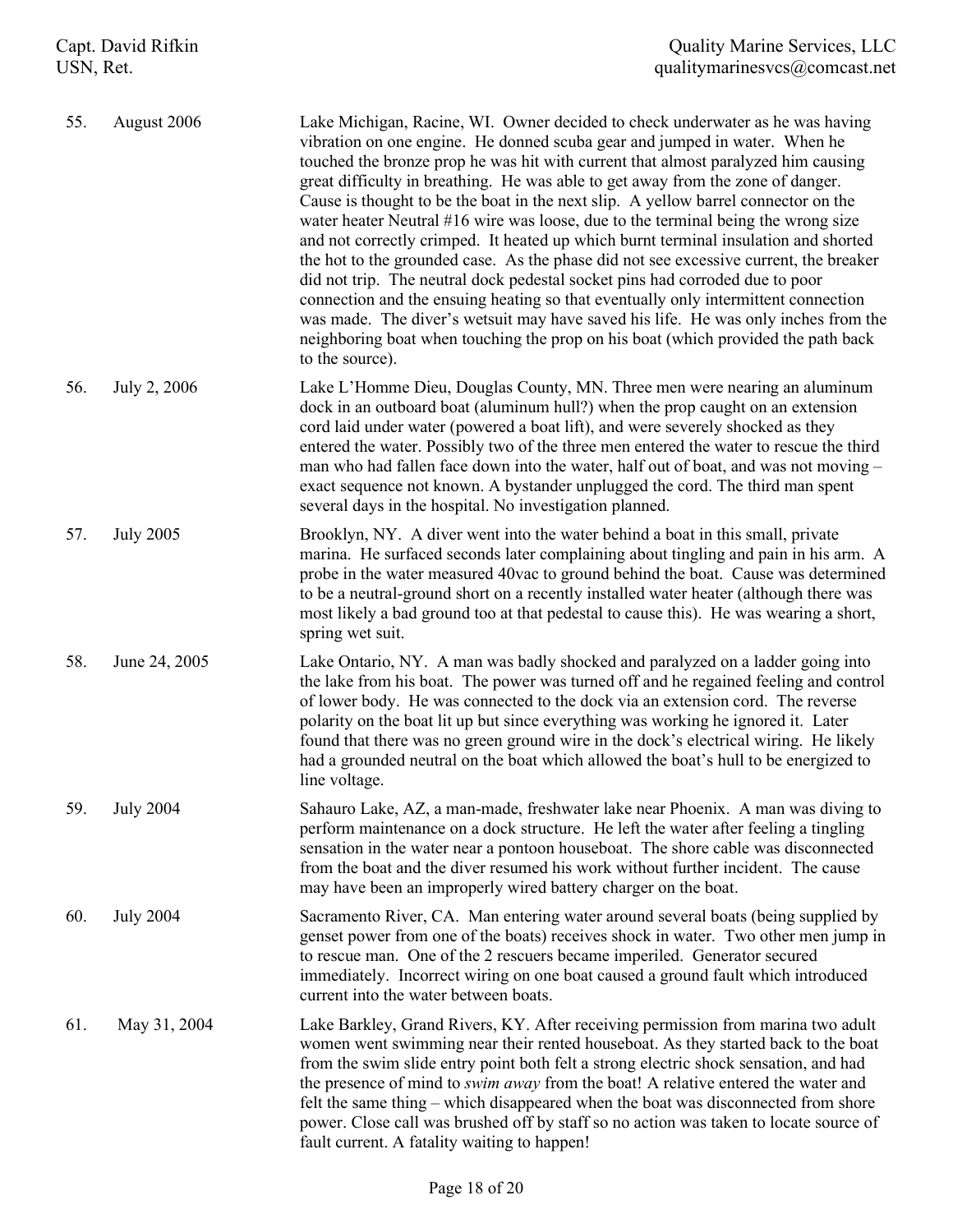| No. | Date | Description |
|---|---|---|
| 55. | August 2006 | Lake Michigan, Racine, WI. Owner decided to check underwater as he was having vibration on one engine. He donned scuba gear and jumped in water. When he touched the bronze prop he was hit with current that almost paralyzed him causing great difficulty in breathing. He was able to get away from the zone of danger. Cause is thought to be the boat in the next slip. A yellow barrel connector on the water heater Neutral #16 wire was loose, due to the terminal being the wrong size and not correctly crimped. It heated up which burnt terminal insulation and shorted the hot to the grounded case. As the phase did not see excessive current, the breaker did not trip. The neutral dock pedestal socket pins had corroded due to poor connection and the ensuing heating so that eventually only intermittent connection was made. The diver's wetsuit may have saved his life. He was only inches from the neighboring boat when touching the prop on his boat (which provided the path back to the source). |
| 56. | July 2, 2006 | Lake L'Homme Dieu, Douglas County, MN. Three men were nearing an aluminum dock in an outboard boat (aluminum hull?) when the prop caught on an extension cord laid under water (powered a boat lift), and were severely shocked as they entered the water. Possibly two of the three men entered the water to rescue the third man who had fallen face down into the water, half out of boat, and was not moving – exact sequence not known. A bystander unplugged the cord. The third man spent several days in the hospital. No investigation planned. |
| 57. | July 2005 | Brooklyn, NY. A diver went into the water behind a boat in this small, private marina. He surfaced seconds later complaining about tingling and pain in his arm. A probe in the water measured 40vac to ground behind the boat. Cause was determined to be a neutral-ground short on a recently installed water heater (although there was most likely a bad ground too at that pedestal to cause this). He was wearing a short, spring wet suit. |
| 58. | June 24, 2005 | Lake Ontario, NY. A man was badly shocked and paralyzed on a ladder going into the lake from his boat. The power was turned off and he regained feeling and control of lower body. He was connected to the dock via an extension cord. The reverse polarity on the boat lit up but since everything was working he ignored it. Later found that there was no green ground wire in the dock's electrical wiring. He likely had a grounded neutral on the boat which allowed the boat's hull to be energized to line voltage. |
| 59. | July 2004 | Sahauro Lake, AZ, a man-made, freshwater lake near Phoenix. A man was diving to perform maintenance on a dock structure. He left the water after feeling a tingling sensation in the water near a pontoon houseboat. The shore cable was disconnected from the boat and the diver resumed his work without further incident. The cause may have been an improperly wired battery charger on the boat. |
| 60. | July 2004 | Sacramento River, CA. Man entering water around several boats (being supplied by genset power from one of the boats) receives shock in water. Two other men jump in to rescue man. One of the 2 rescuers became imperiled. Generator secured immediately. Incorrect wiring on one boat caused a ground fault which introduced current into the water between boats. |
| 61. | May 31, 2004 | Lake Barkley, Grand Rivers, KY. After receiving permission from marina two adult women went swimming near their rented houseboat. As they started back to the boat from the swim slide entry point both felt a strong electric shock sensation, and had the presence of mind to *swim away* from the boat! A relative entered the water and felt the same thing – which disappeared when the boat was disconnected from shore power. Close call was brushed off by staff so no action was taken to locate source of fault current. A fatality waiting to happen! |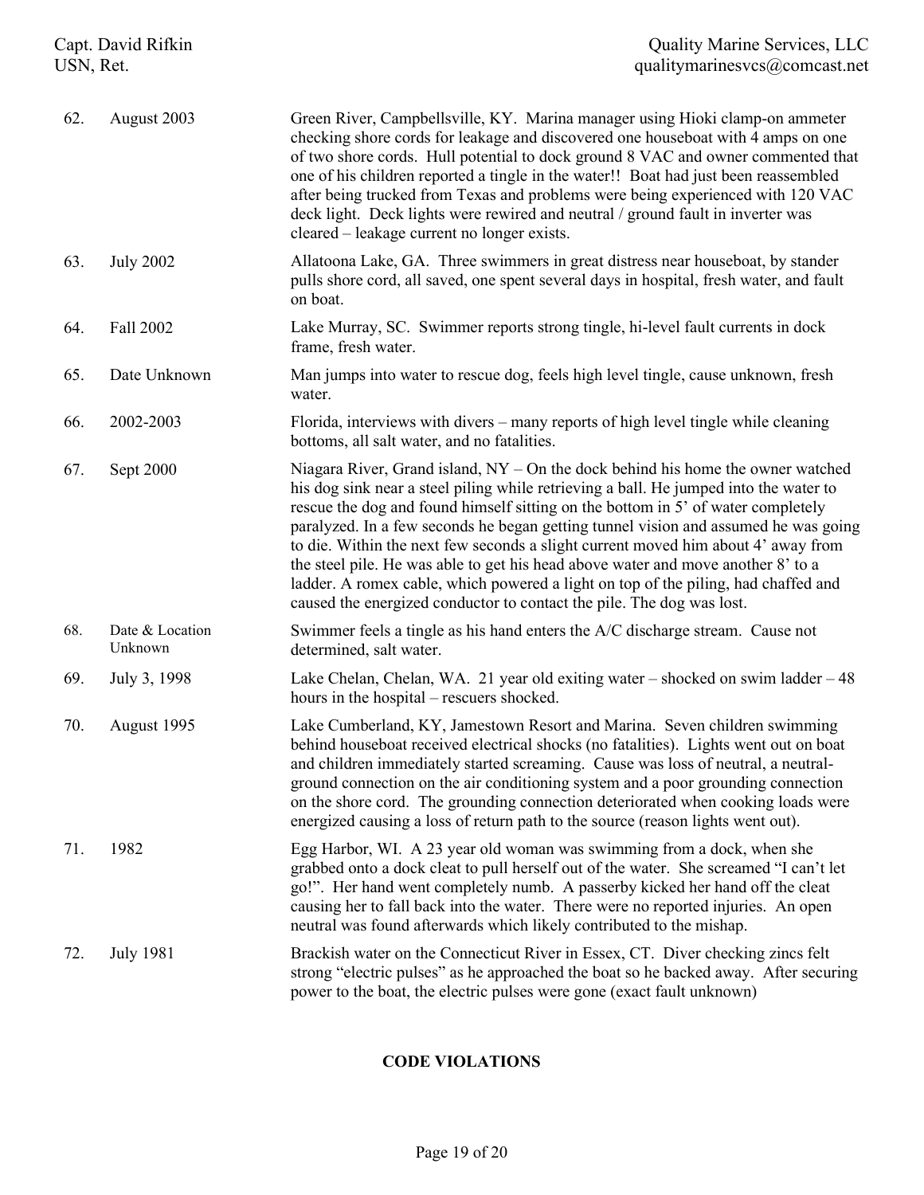| | | |
|---|---|---|
| 62. | August 2003 | Green River, Campbellsville, KY. Marina manager using Hioki clamp-on ammeter checking shore cords for leakage and discovered one houseboat with 4 amps on one of two shore cords. Hull potential to dock ground 8 VAC and owner commented that one of his children reported a tingle in the water!! Boat had just been reassembled after being trucked from Texas and problems were being experienced with 120 VAC deck light. Deck lights were rewired and neutral / ground fault in inverter was cleared – leakage current no longer exists. |
| 63. | July 2002 | Allatoona Lake, GA. Three swimmers in great distress near houseboat, by stander pulls shore cord, all saved, one spent several days in hospital, fresh water, and fault on boat. |
| 64. | Fall 2002 | Lake Murray, SC. Swimmer reports strong tingle, hi-level fault currents in dock frame, fresh water. |
| 65. | Date Unknown | Man jumps into water to rescue dog, feels high level tingle, cause unknown, fresh water. |
| 66. | 2002-2003 | Florida, interviews with divers – many reports of high level tingle while cleaning bottoms, all salt water, and no fatalities. |
| 67. | Sept 2000 | Niagara River, Grand island, NY – On the dock behind his home the owner watched his dog sink near a steel piling while retrieving a ball. He jumped into the water to rescue the dog and found himself sitting on the bottom in 5' of water completely paralyzed. In a few seconds he began getting tunnel vision and assumed he was going to die. Within the next few seconds a slight current moved him about 4' away from the steel pile. He was able to get his head above water and move another 8' to a ladder. A romex cable, which powered a light on top of the piling, had chaffed and caused the energized conductor to contact the pile. The dog was lost. |
| 68. | Date & Location Unknown | Swimmer feels a tingle as his hand enters the A/C discharge stream. Cause not determined, salt water. |
| 69. | July 3, 1998 | Lake Chelan, Chelan, WA. 21 year old exiting water – shocked on swim ladder – 48 hours in the hospital – rescuers shocked. |
| 70. | August 1995 | Lake Cumberland, KY, Jamestown Resort and Marina. Seven children swimming behind houseboat received electrical shocks (no fatalities). Lights went out on boat and children immediately started screaming. Cause was loss of neutral, a neutral-ground connection on the air conditioning system and a poor grounding connection on the shore cord. The grounding connection deteriorated when cooking loads were energized causing a loss of return path to the source (reason lights went out). |
| 71. | 1982 | Egg Harbor, WI. A 23 year old woman was swimming from a dock, when she grabbed onto a dock cleat to pull herself out of the water. She screamed "I can't let go!". Her hand went completely numb. A passerby kicked her hand off the cleat causing her to fall back into the water. There were no reported injuries. An open neutral was found afterwards which likely contributed to the mishap. |
| 72. | July 1981 | Brackish water on the Connecticut River in Essex, CT. Diver checking zincs felt strong "electric pulses" as he approached the boat so he backed away. After securing power to the boat, the electric pulses were gone (exact fault unknown) |

**CODE VIOLATIONS**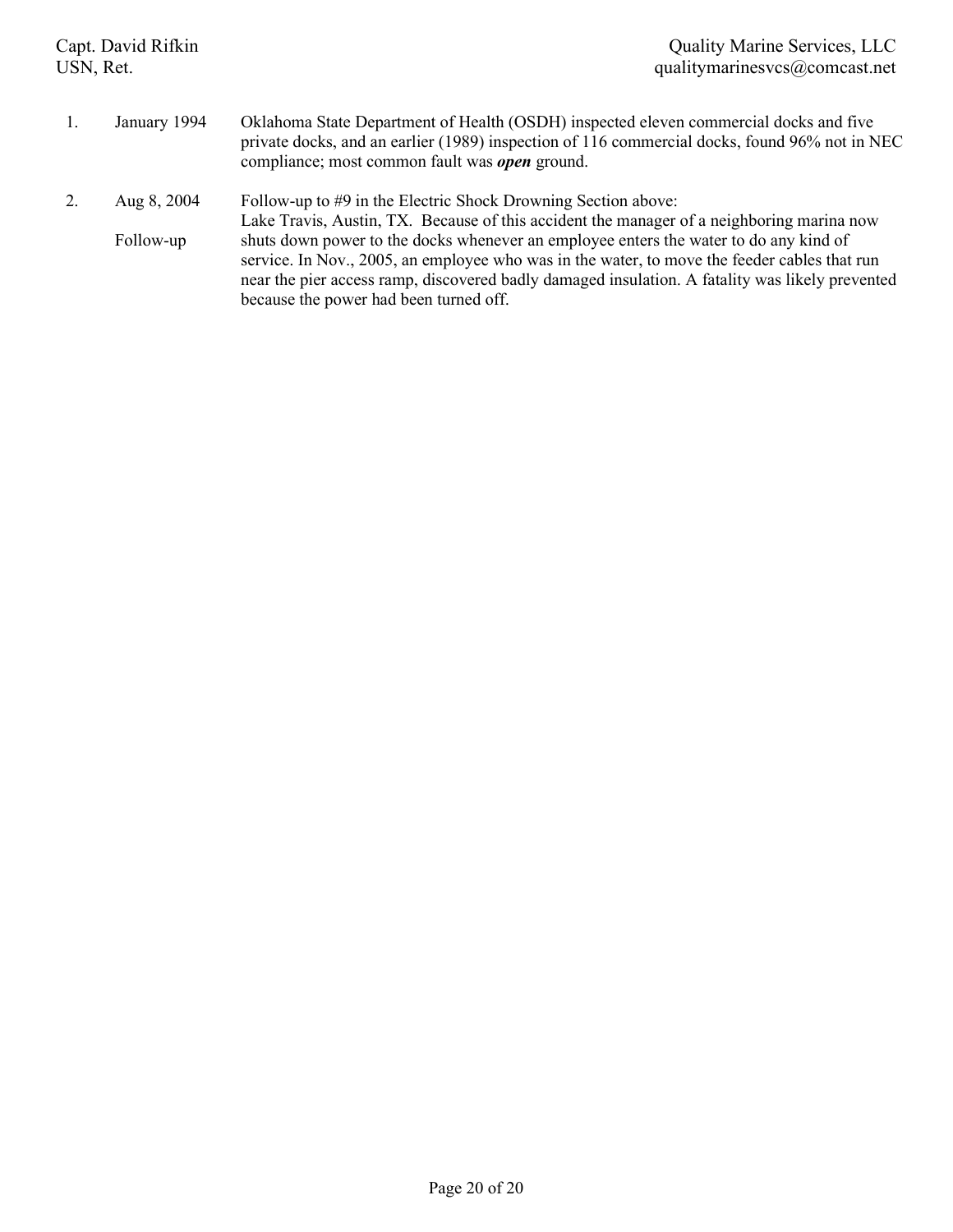| | | |
|---|---|---|
| 1. | January 1994 | Oklahoma State Department of Health (OSDH) inspected eleven commercial docks and five private docks, and an earlier (1989) inspection of 116 commercial docks, found 96% not in NEC compliance; most common fault was ***open*** ground. |
| 2. | Aug 8, 2004<br><br>Follow-up | Follow-up to #9 in the Electric Shock Drowning Section above:<br>Lake Travis, Austin, TX. Because of this accident the manager of a neighboring marina now shuts down power to the docks whenever an employee enters the water to do any kind of service. In Nov., 2005, an employee who was in the water, to move the feeder cables that run near the pier access ramp, discovered badly damaged insulation. A fatality was likely prevented because the power had been turned off. |